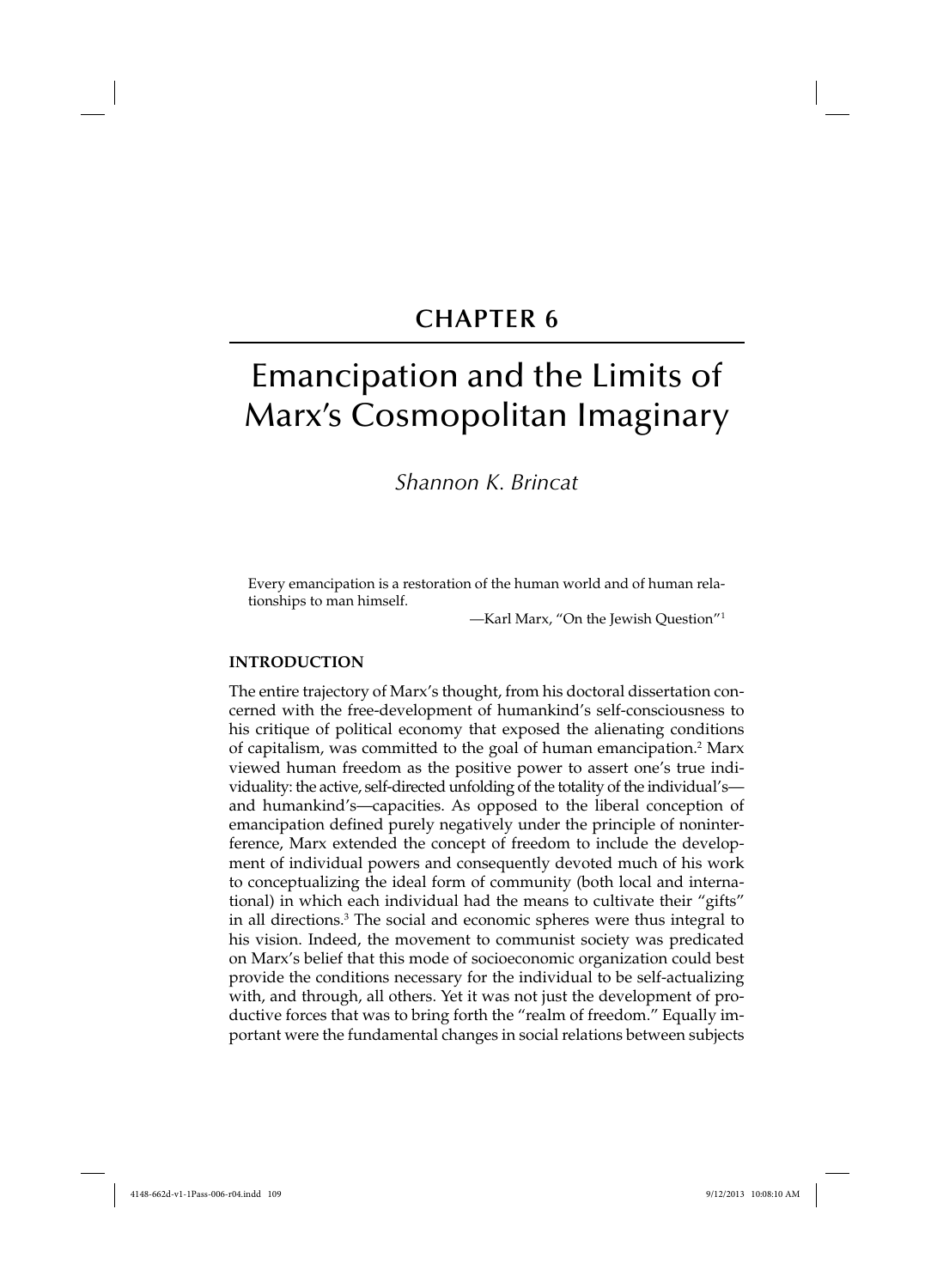# CHAPTER 6

# Emancipation and the Limits of Marx's Cosmopolitan Imaginary

*Shannon K. Brincat*

> Every emancipation is a restoration of the human world and of human relationships to man himself.
>
> —Karl Marx, "On the Jewish Question"[1]

## INTRODUCTION

The entire trajectory of Marx's thought, from his doctoral dissertation concerned with the free-development of humankind's self-consciousness to his critique of political economy that exposed the alienating conditions of capitalism, was committed to the goal of human emancipation.[2] Marx viewed human freedom as the positive power to assert one's true individuality: the active, self-directed unfolding of the totality of the individual's—and humankind's—capacities. As opposed to the liberal conception of emancipation defined purely negatively under the principle of noninterference, Marx extended the concept of freedom to include the development of individual powers and consequently devoted much of his work to conceptualizing the ideal form of community (both local and international) in which each individual had the means to cultivate their "gifts" in all directions.[3] The social and economic spheres were thus integral to his vision. Indeed, the movement to communist society was predicated on Marx's belief that this mode of socioeconomic organization could best provide the conditions necessary for the individual to be self-actualizing with, and through, all others. Yet it was not just the development of productive forces that was to bring forth the "realm of freedom." Equally important were the fundamental changes in social relations between subjects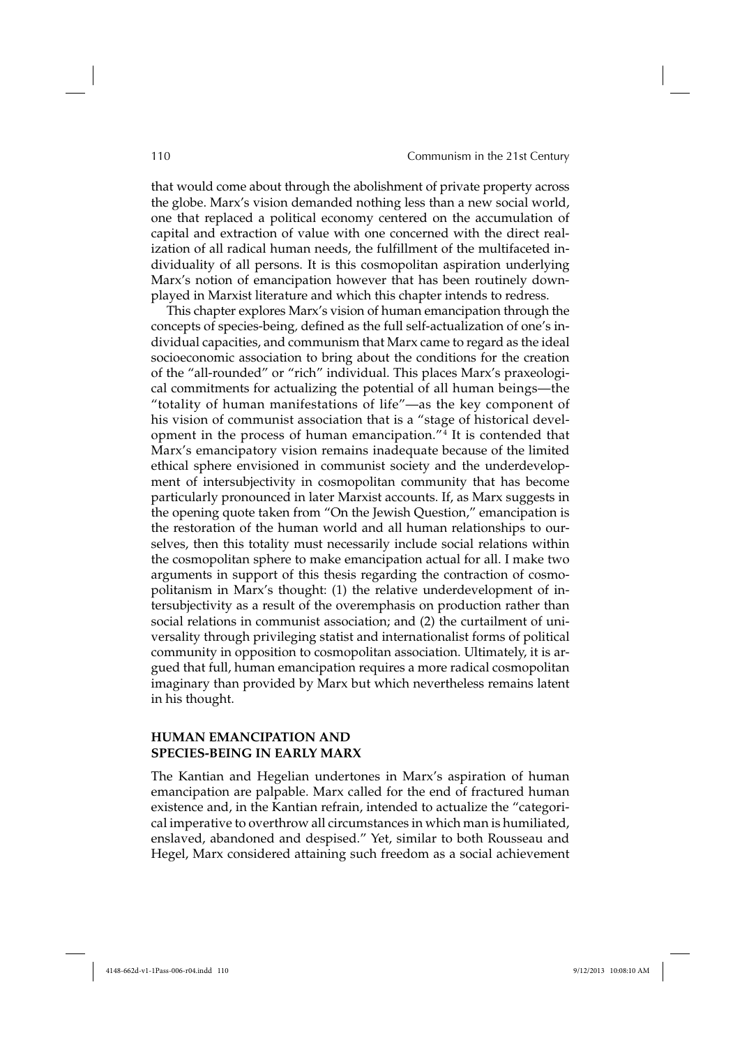that would come about through the abolishment of private property across the globe. Marx's vision demanded nothing less than a new social world, one that replaced a political economy centered on the accumulation of capital and extraction of value with one concerned with the direct realization of all radical human needs, the fulfillment of the multifaceted individuality of all persons. It is this cosmopolitan aspiration underlying Marx's notion of emancipation however that has been routinely downplayed in Marxist literature and which this chapter intends to redress.

This chapter explores Marx's vision of human emancipation through the concepts of species-being, defined as the full self-actualization of one's individual capacities, and communism that Marx came to regard as the ideal socioeconomic association to bring about the conditions for the creation of the "all-rounded" or "rich" individual. This places Marx's praxeological commitments for actualizing the potential of all human beings—the "totality of human manifestations of life"—as the key component of his vision of communist association that is a "stage of historical development in the process of human emancipation."[4] It is contended that Marx's emancipatory vision remains inadequate because of the limited ethical sphere envisioned in communist society and the underdevelopment of intersubjectivity in cosmopolitan community that has become particularly pronounced in later Marxist accounts. If, as Marx suggests in the opening quote taken from "On the Jewish Question," emancipation is the restoration of the human world and all human relationships to ourselves, then this totality must necessarily include social relations within the cosmopolitan sphere to make emancipation actual for all. I make two arguments in support of this thesis regarding the contraction of cosmopolitanism in Marx's thought: (1) the relative underdevelopment of intersubjectivity as a result of the overemphasis on production rather than social relations in communist association; and (2) the curtailment of universality through privileging statist and internationalist forms of political community in opposition to cosmopolitan association. Ultimately, it is argued that full, human emancipation requires a more radical cosmopolitan imaginary than provided by Marx but which nevertheless remains latent in his thought.

## HUMAN EMANCIPATION AND SPECIES-BEING IN EARLY MARX

The Kantian and Hegelian undertones in Marx's aspiration of human emancipation are palpable. Marx called for the end of fractured human existence and, in the Kantian refrain, intended to actualize the "categorical imperative to overthrow all circumstances in which man is humiliated, enslaved, abandoned and despised." Yet, similar to both Rousseau and Hegel, Marx considered attaining such freedom as a social achievement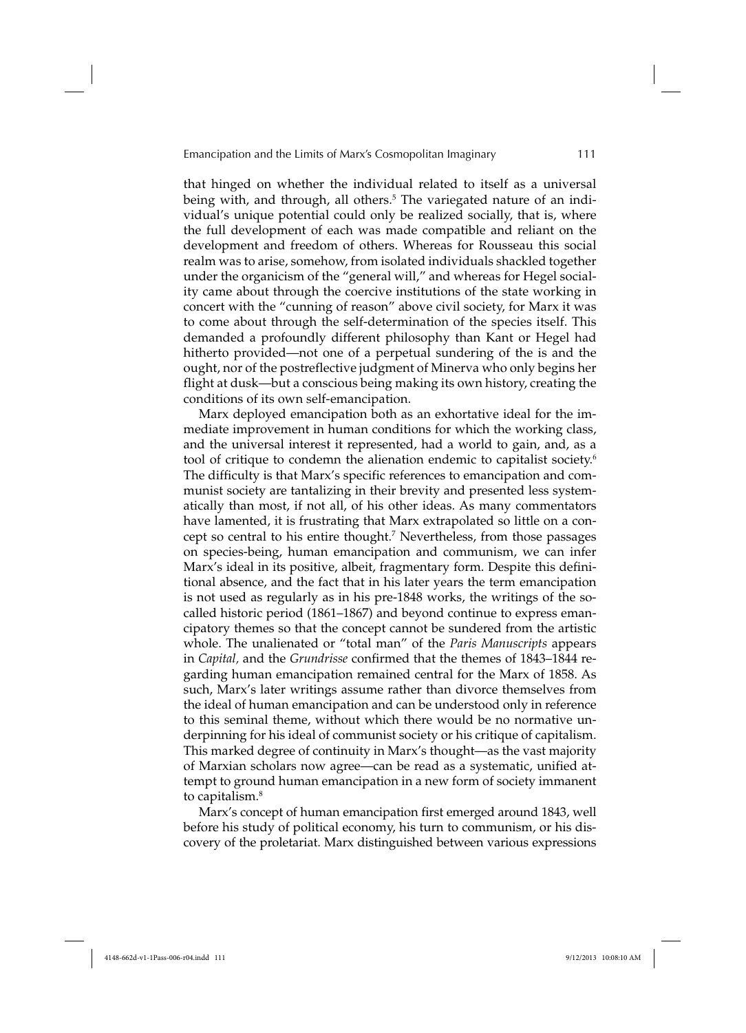that hinged on whether the individual related to itself as a universal being with, and through, all others.[5] The variegated nature of an individual's unique potential could only be realized socially, that is, where the full development of each was made compatible and reliant on the development and freedom of others. Whereas for Rousseau this social realm was to arise, somehow, from isolated individuals shackled together under the organicism of the "general will," and whereas for Hegel sociality came about through the coercive institutions of the state working in concert with the "cunning of reason" above civil society, for Marx it was to come about through the self-determination of the species itself. This demanded a profoundly different philosophy than Kant or Hegel had hitherto provided—not one of a perpetual sundering of the is and the ought, nor of the postreflective judgment of Minerva who only begins her flight at dusk—but a conscious being making its own history, creating the conditions of its own self-emancipation.

Marx deployed emancipation both as an exhortative ideal for the immediate improvement in human conditions for which the working class, and the universal interest it represented, had a world to gain, and, as a tool of critique to condemn the alienation endemic to capitalist society.[6] The difficulty is that Marx's specific references to emancipation and communist society are tantalizing in their brevity and presented less systematically than most, if not all, of his other ideas. As many commentators have lamented, it is frustrating that Marx extrapolated so little on a concept so central to his entire thought.[7] Nevertheless, from those passages on species-being, human emancipation and communism, we can infer Marx's ideal in its positive, albeit, fragmentary form. Despite this definitional absence, and the fact that in his later years the term emancipation is not used as regularly as in his pre-1848 works, the writings of the so-called historic period (1861–1867) and beyond continue to express emancipatory themes so that the concept cannot be sundered from the artistic whole. The unalienated or "total man" of the *Paris Manuscripts* appears in *Capital,* and the *Grundrisse* confirmed that the themes of 1843–1844 regarding human emancipation remained central for the Marx of 1858. As such, Marx's later writings assume rather than divorce themselves from the ideal of human emancipation and can be understood only in reference to this seminal theme, without which there would be no normative underpinning for his ideal of communist society or his critique of capitalism. This marked degree of continuity in Marx's thought—as the vast majority of Marxian scholars now agree—can be read as a systematic, unified attempt to ground human emancipation in a new form of society immanent to capitalism.[8]

Marx's concept of human emancipation first emerged around 1843, well before his study of political economy, his turn to communism, or his discovery of the proletariat. Marx distinguished between various expressions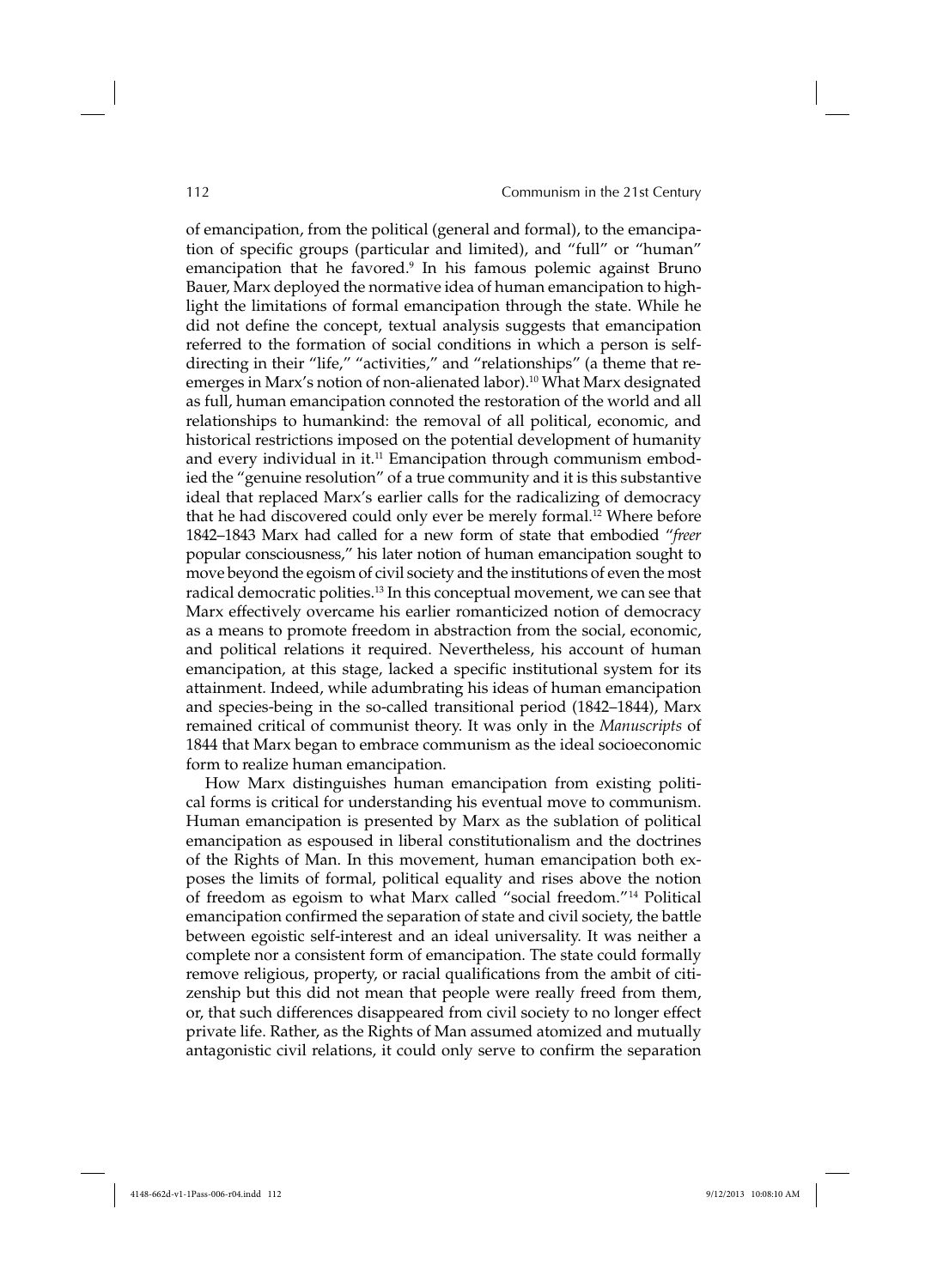of emancipation, from the political (general and formal), to the emancipation of specific groups (particular and limited), and "full" or "human" emancipation that he favored.[9] In his famous polemic against Bruno Bauer, Marx deployed the normative idea of human emancipation to highlight the limitations of formal emancipation through the state. While he did not define the concept, textual analysis suggests that emancipation referred to the formation of social conditions in which a person is self-directing in their "life," "activities," and "relationships" (a theme that re-emerges in Marx's notion of non-alienated labor).[10] What Marx designated as full, human emancipation connoted the restoration of the world and all relationships to humankind: the removal of all political, economic, and historical restrictions imposed on the potential development of humanity and every individual in it.[11] Emancipation through communism embodied the "genuine resolution" of a true community and it is this substantive ideal that replaced Marx's earlier calls for the radicalizing of democracy that he had discovered could only ever be merely formal.[12] Where before 1842–1843 Marx had called for a new form of state that embodied "*freer* popular consciousness," his later notion of human emancipation sought to move beyond the egoism of civil society and the institutions of even the most radical democratic polities.[13] In this conceptual movement, we can see that Marx effectively overcame his earlier romanticized notion of democracy as a means to promote freedom in abstraction from the social, economic, and political relations it required. Nevertheless, his account of human emancipation, at this stage, lacked a specific institutional system for its attainment. Indeed, while adumbrating his ideas of human emancipation and species-being in the so-called transitional period (1842–1844), Marx remained critical of communist theory. It was only in the *Manuscripts* of 1844 that Marx began to embrace communism as the ideal socioeconomic form to realize human emancipation.

How Marx distinguishes human emancipation from existing political forms is critical for understanding his eventual move to communism. Human emancipation is presented by Marx as the sublation of political emancipation as espoused in liberal constitutionalism and the doctrines of the Rights of Man. In this movement, human emancipation both exposes the limits of formal, political equality and rises above the notion of freedom as egoism to what Marx called "social freedom."[14] Political emancipation confirmed the separation of state and civil society, the battle between egoistic self-interest and an ideal universality. It was neither a complete nor a consistent form of emancipation. The state could formally remove religious, property, or racial qualifications from the ambit of citizenship but this did not mean that people were really freed from them, or, that such differences disappeared from civil society to no longer effect private life. Rather, as the Rights of Man assumed atomized and mutually antagonistic civil relations, it could only serve to confirm the separation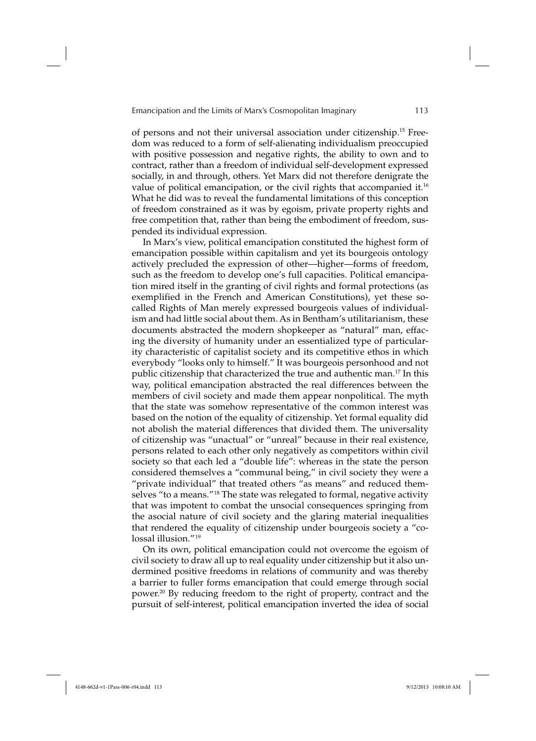of persons and not their universal association under citizenship.[15] Freedom was reduced to a form of self-alienating individualism preoccupied with positive possession and negative rights, the ability to own and to contract, rather than a freedom of individual self-development expressed socially, in and through, others. Yet Marx did not therefore denigrate the value of political emancipation, or the civil rights that accompanied it.[16] What he did was to reveal the fundamental limitations of this conception of freedom constrained as it was by egoism, private property rights and free competition that, rather than being the embodiment of freedom, suspended its individual expression.

In Marx's view, political emancipation constituted the highest form of emancipation possible within capitalism and yet its bourgeois ontology actively precluded the expression of other—higher—forms of freedom, such as the freedom to develop one's full capacities. Political emancipation mired itself in the granting of civil rights and formal protections (as exemplified in the French and American Constitutions), yet these so-called Rights of Man merely expressed bourgeois values of individualism and had little social about them. As in Bentham's utilitarianism, these documents abstracted the modern shopkeeper as "natural" man, effacing the diversity of humanity under an essentialized type of particularity characteristic of capitalist society and its competitive ethos in which everybody "looks only to himself." It was bourgeois personhood and not public citizenship that characterized the true and authentic man.[17] In this way, political emancipation abstracted the real differences between the members of civil society and made them appear nonpolitical. The myth that the state was somehow representative of the common interest was based on the notion of the equality of citizenship. Yet formal equality did not abolish the material differences that divided them. The universality of citizenship was "unactual" or "unreal" because in their real existence, persons related to each other only negatively as competitors within civil society so that each led a "double life": whereas in the state the person considered themselves a "communal being," in civil society they were a "private individual" that treated others "as means" and reduced themselves "to a means."[18] The state was relegated to formal, negative activity that was impotent to combat the unsocial consequences springing from the asocial nature of civil society and the glaring material inequalities that rendered the equality of citizenship under bourgeois society a "colossal illusion."[19]

On its own, political emancipation could not overcome the egoism of civil society to draw all up to real equality under citizenship but it also undermined positive freedoms in relations of community and was thereby a barrier to fuller forms emancipation that could emerge through social power.[20] By reducing freedom to the right of property, contract and the pursuit of self-interest, political emancipation inverted the idea of social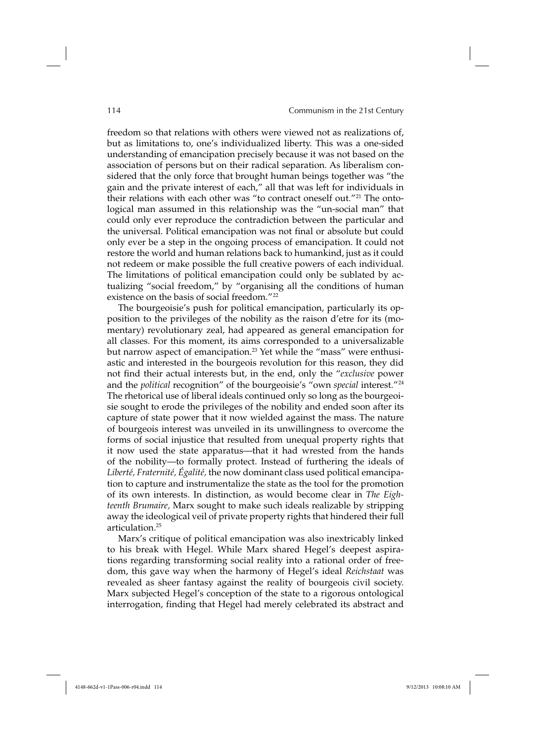freedom so that relations with others were viewed not as realizations of, but as limitations to, one's individualized liberty. This was a one-sided understanding of emancipation precisely because it was not based on the association of persons but on their radical separation. As liberalism considered that the only force that brought human beings together was "the gain and the private interest of each," all that was left for individuals in their relations with each other was "to contract oneself out."[21] The ontological man assumed in this relationship was the "un-social man" that could only ever reproduce the contradiction between the particular and the universal. Political emancipation was not final or absolute but could only ever be a step in the ongoing process of emancipation. It could not restore the world and human relations back to humankind, just as it could not redeem or make possible the full creative powers of each individual. The limitations of political emancipation could only be sublated by actualizing "social freedom," by "organising all the conditions of human existence on the basis of social freedom."[22]

The bourgeoisie's push for political emancipation, particularly its opposition to the privileges of the nobility as the raison d'etre for its (momentary) revolutionary zeal, had appeared as general emancipation for all classes. For this moment, its aims corresponded to a universalizable but narrow aspect of emancipation.[23] Yet while the "mass" were enthusiastic and interested in the bourgeois revolution for this reason, they did not find their actual interests but, in the end, only the "*exclusive* power and the *political* recognition" of the bourgeoisie's "own *special* interest."[24] The rhetorical use of liberal ideals continued only so long as the bourgeoisie sought to erode the privileges of the nobility and ended soon after its capture of state power that it now wielded against the mass. The nature of bourgeois interest was unveiled in its unwillingness to overcome the forms of social injustice that resulted from unequal property rights that it now used the state apparatus—that it had wrested from the hands of the nobility—to formally protect. Instead of furthering the ideals of *Liberté, Fraternité, Égalité,* the now dominant class used political emancipation to capture and instrumentalize the state as the tool for the promotion of its own interests. In distinction, as would become clear in *The Eighteenth Brumaire,* Marx sought to make such ideals realizable by stripping away the ideological veil of private property rights that hindered their full articulation.[25]

Marx's critique of political emancipation was also inextricably linked to his break with Hegel. While Marx shared Hegel's deepest aspirations regarding transforming social reality into a rational order of freedom, this gave way when the harmony of Hegel's ideal *Reichstaat* was revealed as sheer fantasy against the reality of bourgeois civil society. Marx subjected Hegel's conception of the state to a rigorous ontological interrogation, finding that Hegel had merely celebrated its abstract and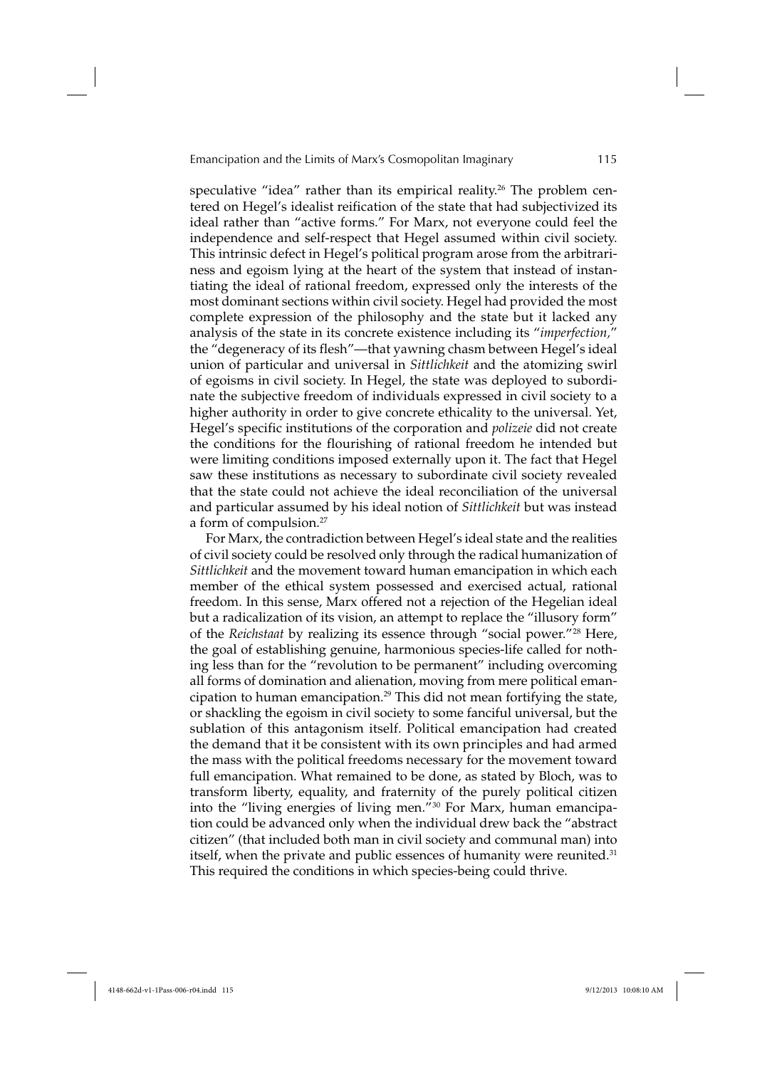speculative "idea" rather than its empirical reality.[26] The problem centered on Hegel's idealist reification of the state that had subjectivized its ideal rather than "active forms." For Marx, not everyone could feel the independence and self-respect that Hegel assumed within civil society. This intrinsic defect in Hegel's political program arose from the arbitrariness and egoism lying at the heart of the system that instead of instantiating the ideal of rational freedom, expressed only the interests of the most dominant sections within civil society. Hegel had provided the most complete expression of the philosophy and the state but it lacked any analysis of the state in its concrete existence including its "*imperfection*," the "degeneracy of its flesh"—that yawning chasm between Hegel's ideal union of particular and universal in *Sittlichkeit* and the atomizing swirl of egoisms in civil society. In Hegel, the state was deployed to subordinate the subjective freedom of individuals expressed in civil society to a higher authority in order to give concrete ethicality to the universal. Yet, Hegel's specific institutions of the corporation and *polizeie* did not create the conditions for the flourishing of rational freedom he intended but were limiting conditions imposed externally upon it. The fact that Hegel saw these institutions as necessary to subordinate civil society revealed that the state could not achieve the ideal reconciliation of the universal and particular assumed by his ideal notion of *Sittlichkeit* but was instead a form of compulsion.[27]

For Marx, the contradiction between Hegel's ideal state and the realities of civil society could be resolved only through the radical humanization of *Sittlichkeit* and the movement toward human emancipation in which each member of the ethical system possessed and exercised actual, rational freedom. In this sense, Marx offered not a rejection of the Hegelian ideal but a radicalization of its vision, an attempt to replace the "illusory form" of the *Reichstaat* by realizing its essence through "social power."[28] Here, the goal of establishing genuine, harmonious species-life called for nothing less than for the "revolution to be permanent" including overcoming all forms of domination and alienation, moving from mere political emancipation to human emancipation.[29] This did not mean fortifying the state, or shackling the egoism in civil society to some fanciful universal, but the sublation of this antagonism itself. Political emancipation had created the demand that it be consistent with its own principles and had armed the mass with the political freedoms necessary for the movement toward full emancipation. What remained to be done, as stated by Bloch, was to transform liberty, equality, and fraternity of the purely political citizen into the "living energies of living men."[30] For Marx, human emancipation could be advanced only when the individual drew back the "abstract citizen" (that included both man in civil society and communal man) into itself, when the private and public essences of humanity were reunited.[31] This required the conditions in which species-being could thrive.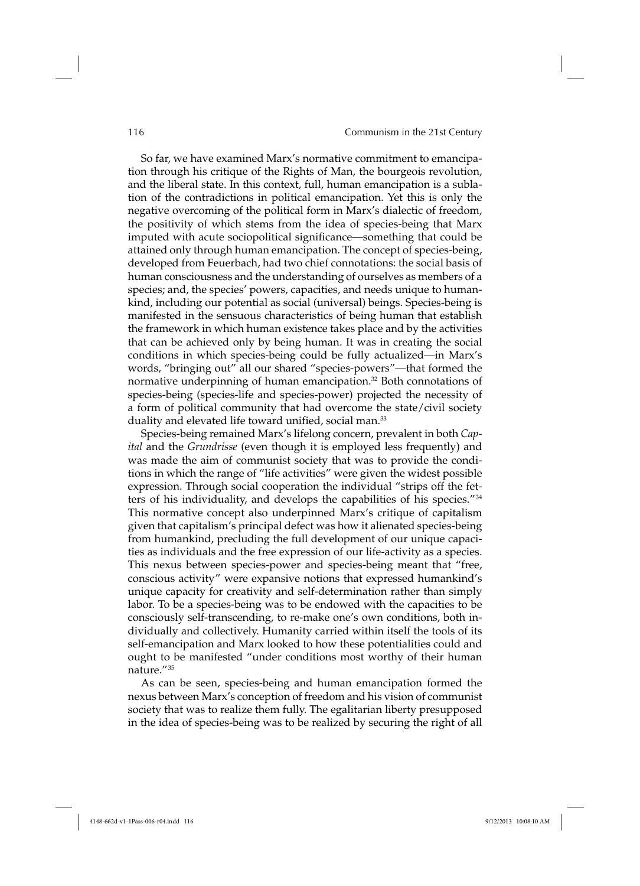So far, we have examined Marx's normative commitment to emancipation through his critique of the Rights of Man, the bourgeois revolution, and the liberal state. In this context, full, human emancipation is a sublation of the contradictions in political emancipation. Yet this is only the negative overcoming of the political form in Marx's dialectic of freedom, the positivity of which stems from the idea of species-being that Marx imputed with acute sociopolitical significance—something that could be attained only through human emancipation. The concept of species-being, developed from Feuerbach, had two chief connotations: the social basis of human consciousness and the understanding of ourselves as members of a species; and, the species' powers, capacities, and needs unique to humankind, including our potential as social (universal) beings. Species-being is manifested in the sensuous characteristics of being human that establish the framework in which human existence takes place and by the activities that can be achieved only by being human. It was in creating the social conditions in which species-being could be fully actualized—in Marx's words, "bringing out" all our shared "species-powers"—that formed the normative underpinning of human emancipation.[32] Both connotations of species-being (species-life and species-power) projected the necessity of a form of political community that had overcome the state/civil society duality and elevated life toward unified, social man.[33]

Species-being remained Marx's lifelong concern, prevalent in both *Capital* and the *Grundrisse* (even though it is employed less frequently) and was made the aim of communist society that was to provide the conditions in which the range of "life activities" were given the widest possible expression. Through social cooperation the individual "strips off the fetters of his individuality, and develops the capabilities of his species."[34] This normative concept also underpinned Marx's critique of capitalism given that capitalism's principal defect was how it alienated species-being from humankind, precluding the full development of our unique capacities as individuals and the free expression of our life-activity as a species. This nexus between species-power and species-being meant that "free, conscious activity" were expansive notions that expressed humankind's unique capacity for creativity and self-determination rather than simply labor. To be a species-being was to be endowed with the capacities to be consciously self-transcending, to re-make one's own conditions, both individually and collectively. Humanity carried within itself the tools of its self-emancipation and Marx looked to how these potentialities could and ought to be manifested "under conditions most worthy of their human nature."[35]

As can be seen, species-being and human emancipation formed the nexus between Marx's conception of freedom and his vision of communist society that was to realize them fully. The egalitarian liberty presupposed in the idea of species-being was to be realized by securing the right of all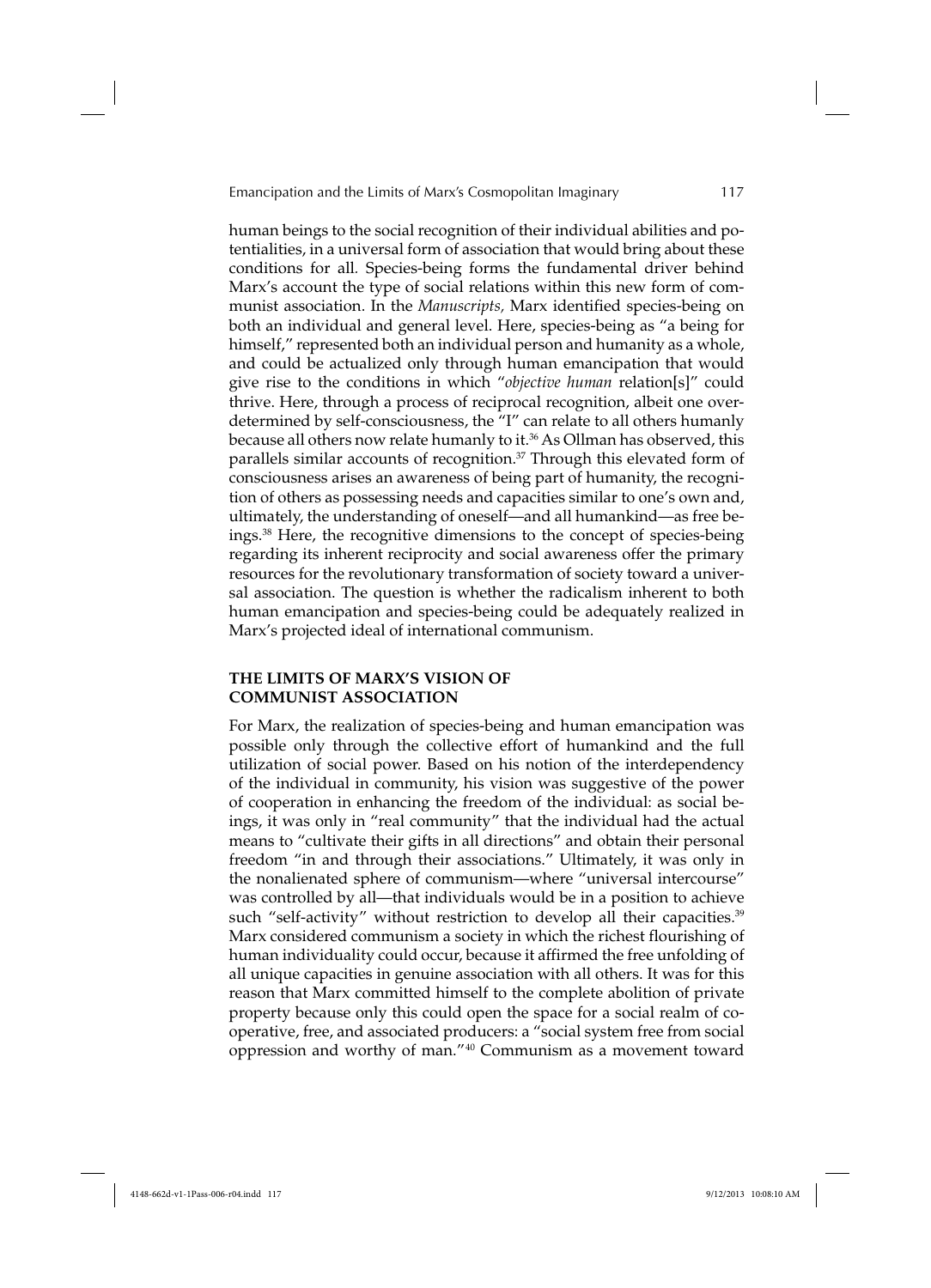human beings to the social recognition of their individual abilities and potentialities, in a universal form of association that would bring about these conditions for all. Species-being forms the fundamental driver behind Marx's account the type of social relations within this new form of communist association. In the *Manuscripts,* Marx identified species-being on both an individual and general level. Here, species-being as "a being for himself," represented both an individual person and humanity as a whole, and could be actualized only through human emancipation that would give rise to the conditions in which "*objective human* relation[s]" could thrive. Here, through a process of reciprocal recognition, albeit one overdetermined by self-consciousness, the "I" can relate to all others humanly because all others now relate humanly to it.[36] As Ollman has observed, this parallels similar accounts of recognition.[37] Through this elevated form of consciousness arises an awareness of being part of humanity, the recognition of others as possessing needs and capacities similar to one's own and, ultimately, the understanding of oneself—and all humankind—as free beings.[38] Here, the recognitive dimensions to the concept of species-being regarding its inherent reciprocity and social awareness offer the primary resources for the revolutionary transformation of society toward a universal association. The question is whether the radicalism inherent to both human emancipation and species-being could be adequately realized in Marx's projected ideal of international communism.

## THE LIMITS OF MARX'S VISION OF COMMUNIST ASSOCIATION

For Marx, the realization of species-being and human emancipation was possible only through the collective effort of humankind and the full utilization of social power. Based on his notion of the interdependency of the individual in community, his vision was suggestive of the power of cooperation in enhancing the freedom of the individual: as social beings, it was only in "real community" that the individual had the actual means to "cultivate their gifts in all directions" and obtain their personal freedom "in and through their associations." Ultimately, it was only in the nonalienated sphere of communism—where "universal intercourse" was controlled by all—that individuals would be in a position to achieve such "self-activity" without restriction to develop all their capacities.[39] Marx considered communism a society in which the richest flourishing of human individuality could occur, because it affirmed the free unfolding of all unique capacities in genuine association with all others. It was for this reason that Marx committed himself to the complete abolition of private property because only this could open the space for a social realm of cooperative, free, and associated producers: a "social system free from social oppression and worthy of man."[40] Communism as a movement toward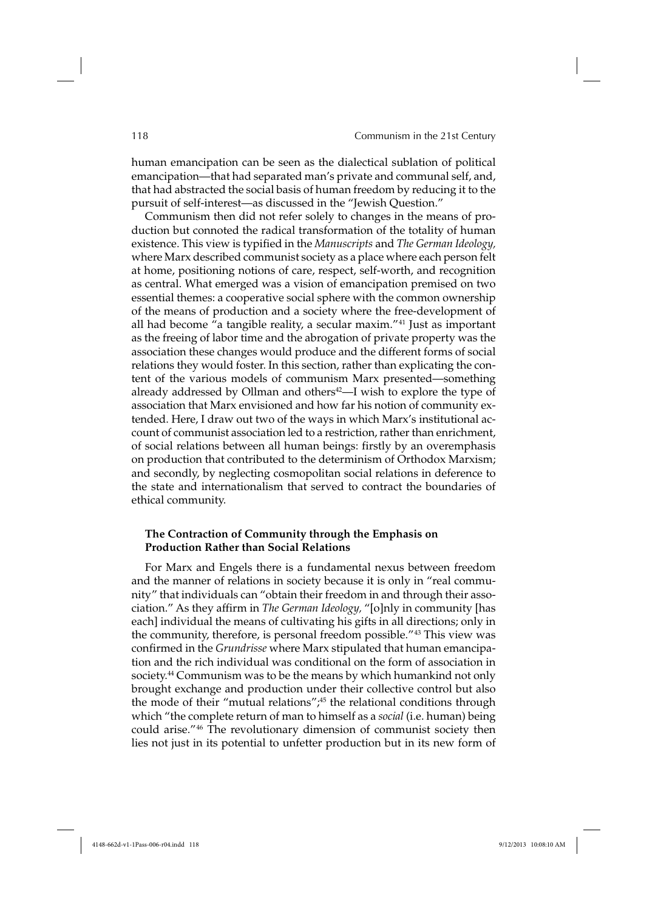human emancipation can be seen as the dialectical sublation of political emancipation—that had separated man's private and communal self, and, that had abstracted the social basis of human freedom by reducing it to the pursuit of self-interest—as discussed in the "Jewish Question."

Communism then did not refer solely to changes in the means of production but connoted the radical transformation of the totality of human existence. This view is typified in the *Manuscripts* and *The German Ideology,* where Marx described communist society as a place where each person felt at home, positioning notions of care, respect, self-worth, and recognition as central. What emerged was a vision of emancipation premised on two essential themes: a cooperative social sphere with the common ownership of the means of production and a society where the free-development of all had become "a tangible reality, a secular maxim."[41] Just as important as the freeing of labor time and the abrogation of private property was the association these changes would produce and the different forms of social relations they would foster. In this section, rather than explicating the content of the various models of communism Marx presented—something already addressed by Ollman and others[42]—I wish to explore the type of association that Marx envisioned and how far his notion of community extended. Here, I draw out two of the ways in which Marx's institutional account of communist association led to a restriction, rather than enrichment, of social relations between all human beings: firstly by an overemphasis on production that contributed to the determinism of Orthodox Marxism; and secondly, by neglecting cosmopolitan social relations in deference to the state and internationalism that served to contract the boundaries of ethical community.

### The Contraction of Community through the Emphasis on Production Rather than Social Relations

For Marx and Engels there is a fundamental nexus between freedom and the manner of relations in society because it is only in "real community" that individuals can "obtain their freedom in and through their association." As they affirm in *The German Ideology,* "[o]nly in community [has each] individual the means of cultivating his gifts in all directions; only in the community, therefore, is personal freedom possible."[43] This view was confirmed in the *Grundrisse* where Marx stipulated that human emancipation and the rich individual was conditional on the form of association in society.[44] Communism was to be the means by which humankind not only brought exchange and production under their collective control but also the mode of their "mutual relations";[45] the relational conditions through which "the complete return of man to himself as a *social* (i.e. human) being could arise."[46] The revolutionary dimension of communist society then lies not just in its potential to unfetter production but in its new form of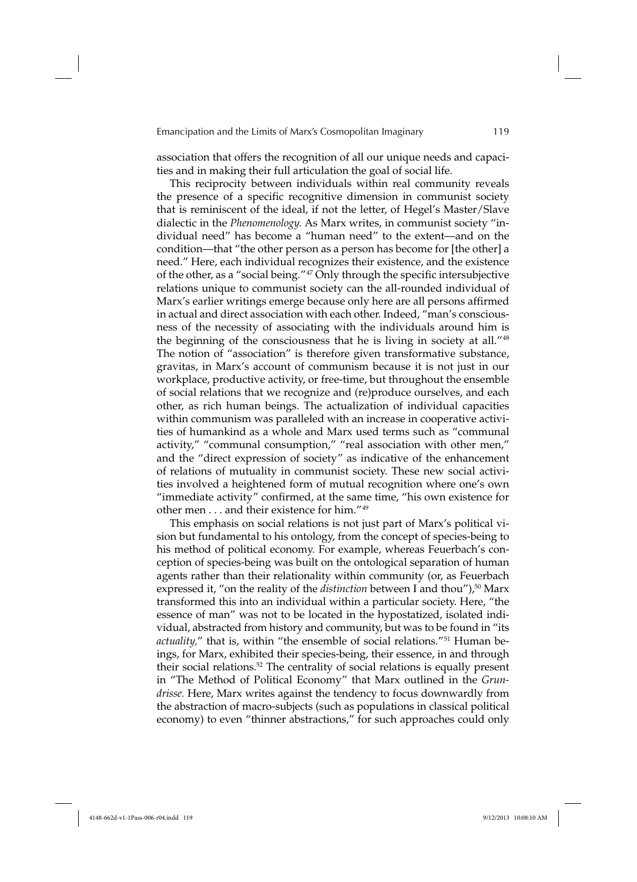association that offers the recognition of all our unique needs and capacities and in making their full articulation the goal of social life.

This reciprocity between individuals within real community reveals the presence of a specific recognitive dimension in communist society that is reminiscent of the ideal, if not the letter, of Hegel's Master/Slave dialectic in the *Phenomenology.* As Marx writes, in communist society "individual need" has become a "human need" to the extent—and on the condition—that "the other person as a person has become for [the other] a need." Here, each individual recognizes their existence, and the existence of the other, as a "social being."[47] Only through the specific intersubjective relations unique to communist society can the all-rounded individual of Marx's earlier writings emerge because only here are all persons affirmed in actual and direct association with each other. Indeed, "man's consciousness of the necessity of associating with the individuals around him is the beginning of the consciousness that he is living in society at all."[48] The notion of "association" is therefore given transformative substance, gravitas, in Marx's account of communism because it is not just in our workplace, productive activity, or free-time, but throughout the ensemble of social relations that we recognize and (re)produce ourselves, and each other, as rich human beings. The actualization of individual capacities within communism was paralleled with an increase in cooperative activities of humankind as a whole and Marx used terms such as "communal activity," "communal consumption," "real association with other men," and the "direct expression of society" as indicative of the enhancement of relations of mutuality in communist society. These new social activities involved a heightened form of mutual recognition where one's own "immediate activity" confirmed, at the same time, "his own existence for other men . . . and their existence for him."[49]

This emphasis on social relations is not just part of Marx's political vision but fundamental to his ontology, from the concept of species-being to his method of political economy. For example, whereas Feuerbach's conception of species-being was built on the ontological separation of human agents rather than their relationality within community (or, as Feuerbach expressed it, "on the reality of the *distinction* between I and thou"),[50] Marx transformed this into an individual within a particular society. Here, "the essence of man" was not to be located in the hypostatized, isolated individual, abstracted from history and community, but was to be found in "its *actuality,*" that is, within "the ensemble of social relations."[51] Human beings, for Marx, exhibited their species-being, their essence, in and through their social relations.[52] The centrality of social relations is equally present in "The Method of Political Economy" that Marx outlined in the *Grundrisse.* Here, Marx writes against the tendency to focus downwardly from the abstraction of macro-subjects (such as populations in classical political economy) to even "thinner abstractions," for such approaches could only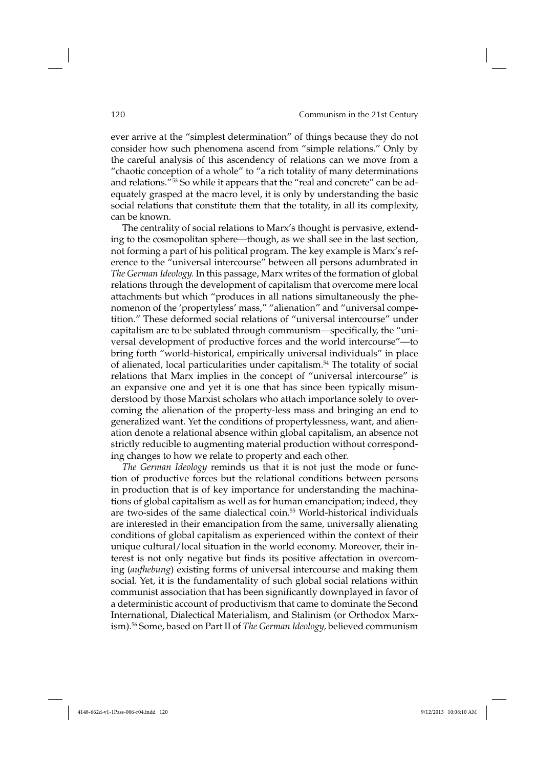ever arrive at the "simplest determination" of things because they do not consider how such phenomena ascend from "simple relations." Only by the careful analysis of this ascendency of relations can we move from a "chaotic conception of a whole" to "a rich totality of many determinations and relations."[53] So while it appears that the "real and concrete" can be adequately grasped at the macro level, it is only by understanding the basic social relations that constitute them that the totality, in all its complexity, can be known.

The centrality of social relations to Marx's thought is pervasive, extending to the cosmopolitan sphere—though, as we shall see in the last section, not forming a part of his political program. The key example is Marx's reference to the "universal intercourse" between all persons adumbrated in *The German Ideology.* In this passage, Marx writes of the formation of global relations through the development of capitalism that overcome mere local attachments but which "produces in all nations simultaneously the phenomenon of the 'propertyless' mass," "alienation" and "universal competition." These deformed social relations of "universal intercourse" under capitalism are to be sublated through communism—specifically, the "universal development of productive forces and the world intercourse"—to bring forth "world-historical, empirically universal individuals" in place of alienated, local particularities under capitalism.[54] The totality of social relations that Marx implies in the concept of "universal intercourse" is an expansive one and yet it is one that has since been typically misunderstood by those Marxist scholars who attach importance solely to overcoming the alienation of the property-less mass and bringing an end to generalized want. Yet the conditions of propertylessness, want, and alienation denote a relational absence within global capitalism, an absence not strictly reducible to augmenting material production without corresponding changes to how we relate to property and each other.

*The German Ideology* reminds us that it is not just the mode or function of productive forces but the relational conditions between persons in production that is of key importance for understanding the machinations of global capitalism as well as for human emancipation; indeed, they are two-sides of the same dialectical coin.[55] World-historical individuals are interested in their emancipation from the same, universally alienating conditions of global capitalism as experienced within the context of their unique cultural/local situation in the world economy. Moreover, their interest is not only negative but finds its positive affectation in overcoming (*aufhebung*) existing forms of universal intercourse and making them social. Yet, it is the fundamentality of such global social relations within communist association that has been significantly downplayed in favor of a deterministic account of productivism that came to dominate the Second International, Dialectical Materialism, and Stalinism (or Orthodox Marxism).[56] Some, based on Part II of *The German Ideology,* believed communism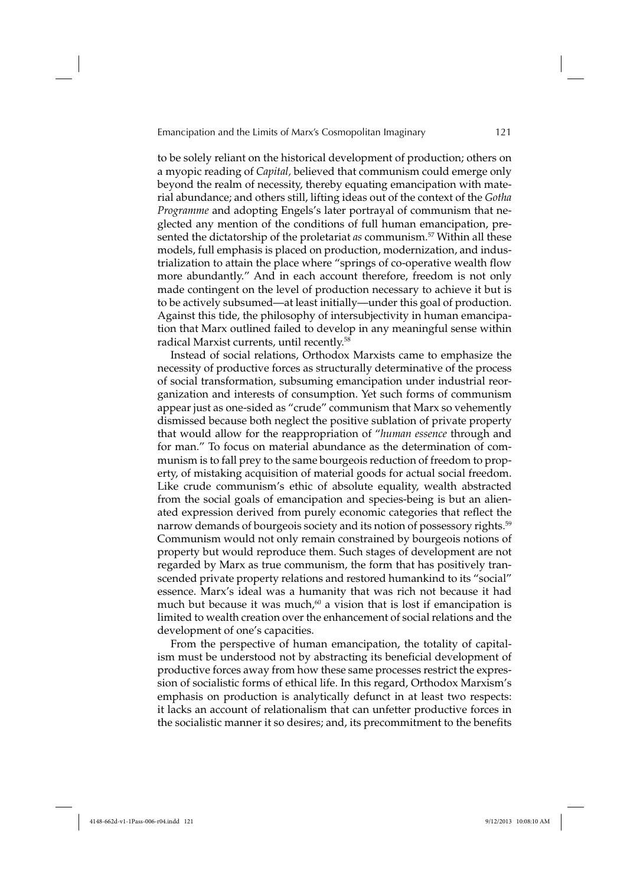to be solely reliant on the historical development of production; others on a myopic reading of *Capital,* believed that communism could emerge only beyond the realm of necessity, thereby equating emancipation with material abundance; and others still, lifting ideas out of the context of the *Gotha Programme* and adopting Engels's later portrayal of communism that neglected any mention of the conditions of full human emancipation, presented the dictatorship of the proletariat *as* communism.[57] Within all these models, full emphasis is placed on production, modernization, and industrialization to attain the place where "springs of co-operative wealth flow more abundantly." And in each account therefore, freedom is not only made contingent on the level of production necessary to achieve it but is to be actively subsumed—at least initially—under this goal of production. Against this tide, the philosophy of intersubjectivity in human emancipation that Marx outlined failed to develop in any meaningful sense within radical Marxist currents, until recently.[58]

Instead of social relations, Orthodox Marxists came to emphasize the necessity of productive forces as structurally determinative of the process of social transformation, subsuming emancipation under industrial reorganization and interests of consumption. Yet such forms of communism appear just as one-sided as "crude" communism that Marx so vehemently dismissed because both neglect the positive sublation of private property that would allow for the reappropriation of "*human essence* through and for man." To focus on material abundance as the determination of communism is to fall prey to the same bourgeois reduction of freedom to property, of mistaking acquisition of material goods for actual social freedom. Like crude communism's ethic of absolute equality, wealth abstracted from the social goals of emancipation and species-being is but an alienated expression derived from purely economic categories that reflect the narrow demands of bourgeois society and its notion of possessory rights.[59] Communism would not only remain constrained by bourgeois notions of property but would reproduce them. Such stages of development are not regarded by Marx as true communism, the form that has positively transcended private property relations and restored humankind to its "social" essence. Marx's ideal was a humanity that was rich not because it had much but because it was much,[60] a vision that is lost if emancipation is limited to wealth creation over the enhancement of social relations and the development of one's capacities.

From the perspective of human emancipation, the totality of capitalism must be understood not by abstracting its beneficial development of productive forces away from how these same processes restrict the expression of socialistic forms of ethical life. In this regard, Orthodox Marxism's emphasis on production is analytically defunct in at least two respects: it lacks an account of relationalism that can unfetter productive forces in the socialistic manner it so desires; and, its precommitment to the benefits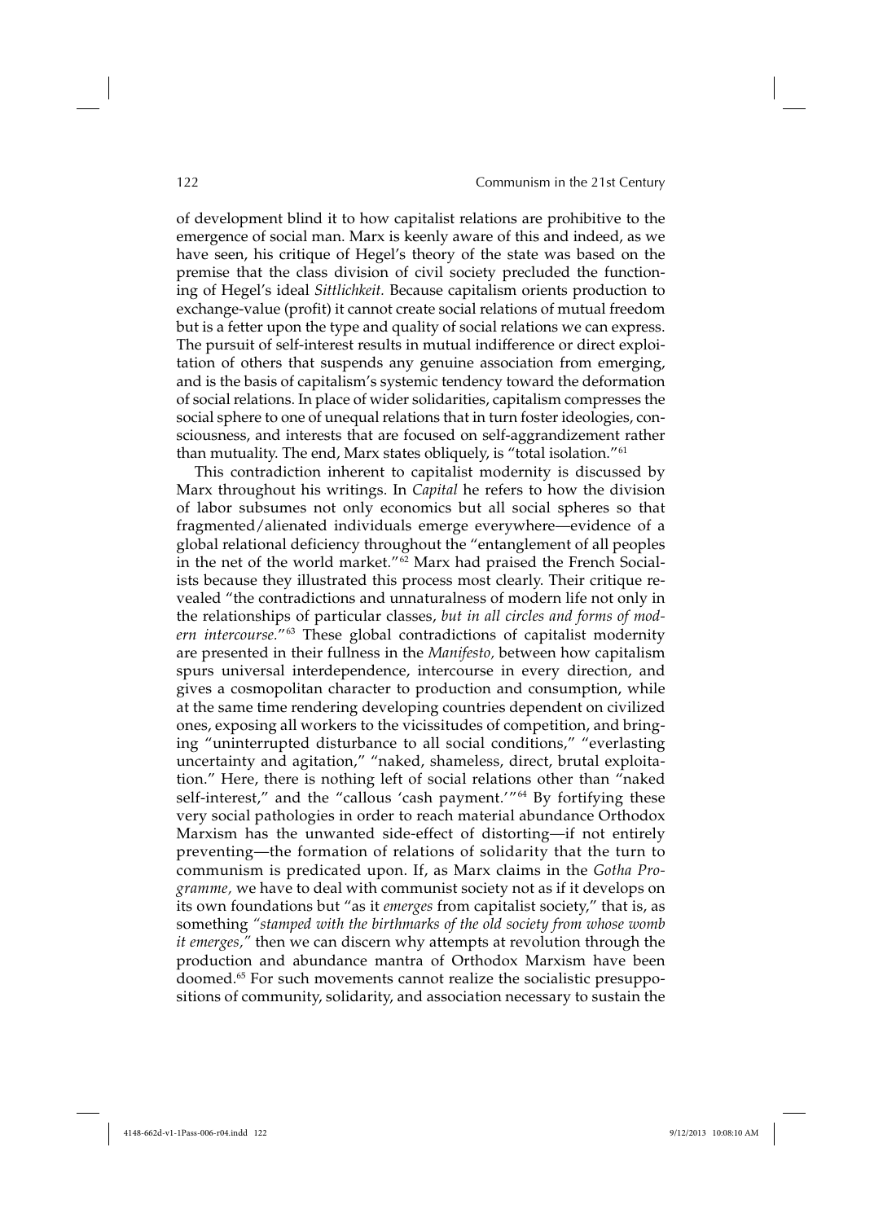of development blind it to how capitalist relations are prohibitive to the emergence of social man. Marx is keenly aware of this and indeed, as we have seen, his critique of Hegel's theory of the state was based on the premise that the class division of civil society precluded the functioning of Hegel's ideal *Sittlichkeit.* Because capitalism orients production to exchange-value (profit) it cannot create social relations of mutual freedom but is a fetter upon the type and quality of social relations we can express. The pursuit of self-interest results in mutual indifference or direct exploitation of others that suspends any genuine association from emerging, and is the basis of capitalism's systemic tendency toward the deformation of social relations. In place of wider solidarities, capitalism compresses the social sphere to one of unequal relations that in turn foster ideologies, consciousness, and interests that are focused on self-aggrandizement rather than mutuality. The end, Marx states obliquely, is "total isolation."[61]

This contradiction inherent to capitalist modernity is discussed by Marx throughout his writings. In *Capital* he refers to how the division of labor subsumes not only economics but all social spheres so that fragmented/alienated individuals emerge everywhere—evidence of a global relational deficiency throughout the "entanglement of all peoples in the net of the world market."[62] Marx had praised the French Socialists because they illustrated this process most clearly. Their critique revealed "the contradictions and unnaturalness of modern life not only in the relationships of particular classes, *but in all circles and forms of modern intercourse.*"[63] These global contradictions of capitalist modernity are presented in their fullness in the *Manifesto,* between how capitalism spurs universal interdependence, intercourse in every direction, and gives a cosmopolitan character to production and consumption, while at the same time rendering developing countries dependent on civilized ones, exposing all workers to the vicissitudes of competition, and bringing "uninterrupted disturbance to all social conditions," "everlasting uncertainty and agitation," "naked, shameless, direct, brutal exploitation." Here, there is nothing left of social relations other than "naked self-interest," and the "callous 'cash payment.'"[64] By fortifying these very social pathologies in order to reach material abundance Orthodox Marxism has the unwanted side-effect of distorting—if not entirely preventing—the formation of relations of solidarity that the turn to communism is predicated upon. If, as Marx claims in the *Gotha Programme,* we have to deal with communist society not as if it develops on its own foundations but "as it *emerges* from capitalist society," that is, as something *"stamped with the birthmarks of the old society from whose womb it emerges,"* then we can discern why attempts at revolution through the production and abundance mantra of Orthodox Marxism have been doomed.[65] For such movements cannot realize the socialistic presuppositions of community, solidarity, and association necessary to sustain the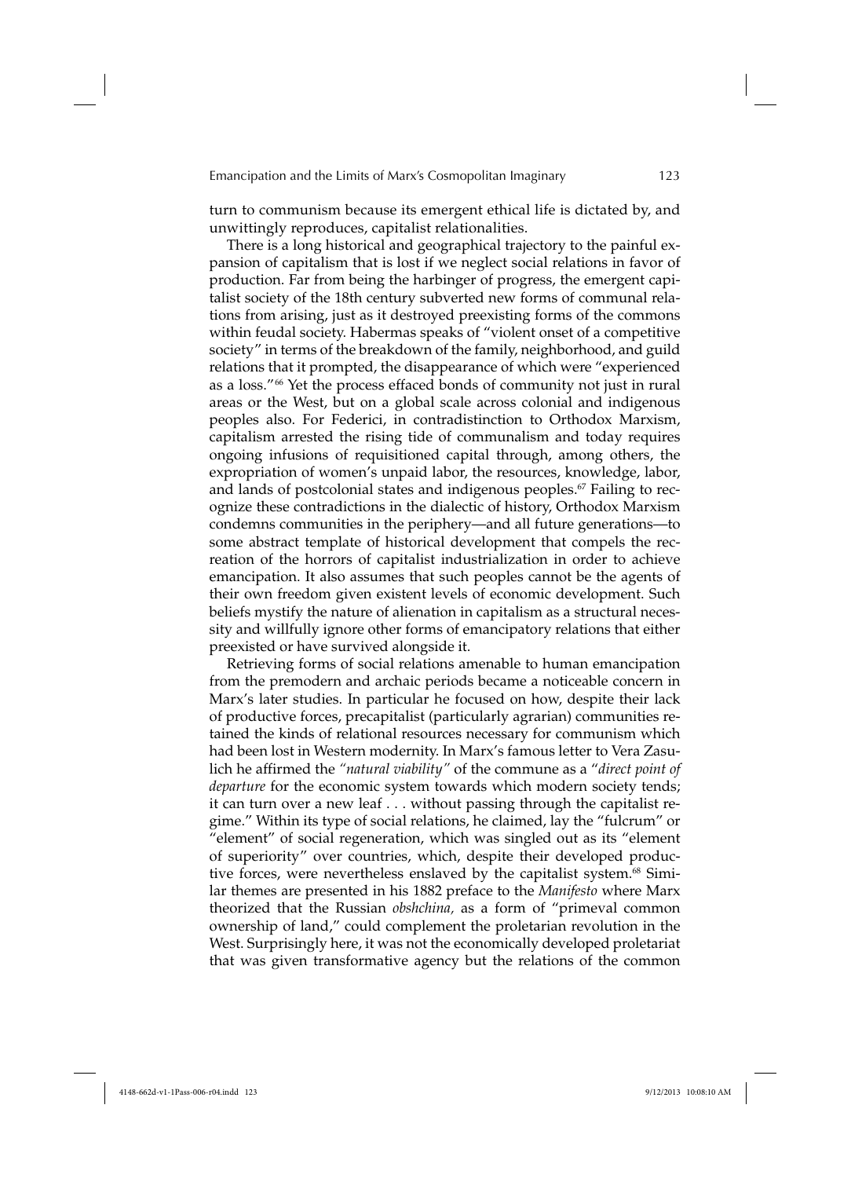turn to communism because its emergent ethical life is dictated by, and unwittingly reproduces, capitalist relationalities.

There is a long historical and geographical trajectory to the painful expansion of capitalism that is lost if we neglect social relations in favor of production. Far from being the harbinger of progress, the emergent capitalist society of the 18th century subverted new forms of communal relations from arising, just as it destroyed preexisting forms of the commons within feudal society. Habermas speaks of "violent onset of a competitive society" in terms of the breakdown of the family, neighborhood, and guild relations that it prompted, the disappearance of which were "experienced as a loss."[66] Yet the process effaced bonds of community not just in rural areas or the West, but on a global scale across colonial and indigenous peoples also. For Federici, in contradistinction to Orthodox Marxism, capitalism arrested the rising tide of communalism and today requires ongoing infusions of requisitioned capital through, among others, the expropriation of women's unpaid labor, the resources, knowledge, labor, and lands of postcolonial states and indigenous peoples.[67] Failing to recognize these contradictions in the dialectic of history, Orthodox Marxism condemns communities in the periphery—and all future generations—to some abstract template of historical development that compels the recreation of the horrors of capitalist industrialization in order to achieve emancipation. It also assumes that such peoples cannot be the agents of their own freedom given existent levels of economic development. Such beliefs mystify the nature of alienation in capitalism as a structural necessity and willfully ignore other forms of emancipatory relations that either preexisted or have survived alongside it.

Retrieving forms of social relations amenable to human emancipation from the premodern and archaic periods became a noticeable concern in Marx's later studies. In particular he focused on how, despite their lack of productive forces, precapitalist (particularly agrarian) communities retained the kinds of relational resources necessary for communism which had been lost in Western modernity. In Marx's famous letter to Vera Zasulich he affirmed the *"natural viability"* of the commune as a "*direct point of departure* for the economic system towards which modern society tends; it can turn over a new leaf . . . without passing through the capitalist regime." Within its type of social relations, he claimed, lay the "fulcrum" or "element" of social regeneration, which was singled out as its "element of superiority" over countries, which, despite their developed productive forces, were nevertheless enslaved by the capitalist system.[68] Similar themes are presented in his 1882 preface to the *Manifesto* where Marx theorized that the Russian *obshchina,* as a form of "primeval common ownership of land," could complement the proletarian revolution in the West. Surprisingly here, it was not the economically developed proletariat that was given transformative agency but the relations of the common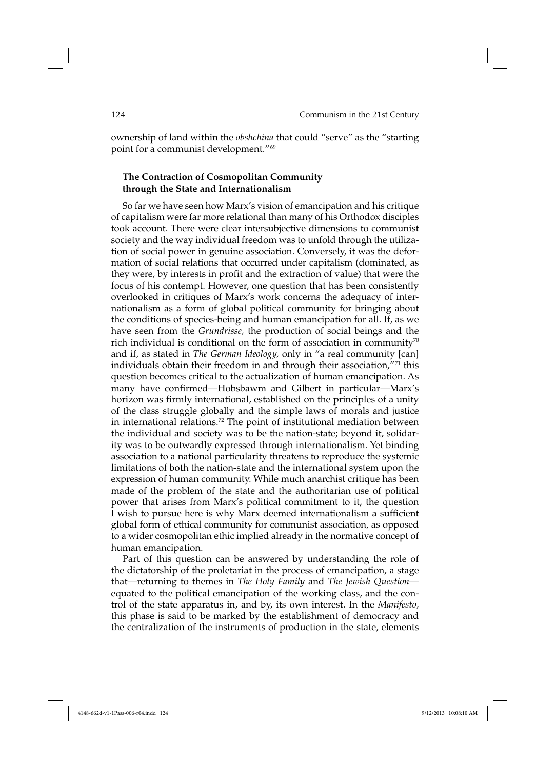ownership of land within the *obshchina* that could "serve" as the "starting point for a communist development."[69]

### The Contraction of Cosmopolitan Community through the State and Internationalism

So far we have seen how Marx's vision of emancipation and his critique of capitalism were far more relational than many of his Orthodox disciples took account. There were clear intersubjective dimensions to communist society and the way individual freedom was to unfold through the utilization of social power in genuine association. Conversely, it was the deformation of social relations that occurred under capitalism (dominated, as they were, by interests in profit and the extraction of value) that were the focus of his contempt. However, one question that has been consistently overlooked in critiques of Marx's work concerns the adequacy of internationalism as a form of global political community for bringing about the conditions of species-being and human emancipation for all. If, as we have seen from the *Grundrisse,* the production of social beings and the rich individual is conditional on the form of association in community[70] and if, as stated in *The German Ideology,* only in "a real community [can] individuals obtain their freedom in and through their association,"[71] this question becomes critical to the actualization of human emancipation. As many have confirmed—Hobsbawm and Gilbert in particular—Marx's horizon was firmly international, established on the principles of a unity of the class struggle globally and the simple laws of morals and justice in international relations.[72] The point of institutional mediation between the individual and society was to be the nation-state; beyond it, solidarity was to be outwardly expressed through internationalism. Yet binding association to a national particularity threatens to reproduce the systemic limitations of both the nation-state and the international system upon the expression of human community. While much anarchist critique has been made of the problem of the state and the authoritarian use of political power that arises from Marx's political commitment to it, the question I wish to pursue here is why Marx deemed internationalism a sufficient global form of ethical community for communist association, as opposed to a wider cosmopolitan ethic implied already in the normative concept of human emancipation.

Part of this question can be answered by understanding the role of the dictatorship of the proletariat in the process of emancipation, a stage that—returning to themes in *The Holy Family* and *The Jewish Question*—equated to the political emancipation of the working class, and the control of the state apparatus in, and by, its own interest. In the *Manifesto,* this phase is said to be marked by the establishment of democracy and the centralization of the instruments of production in the state, elements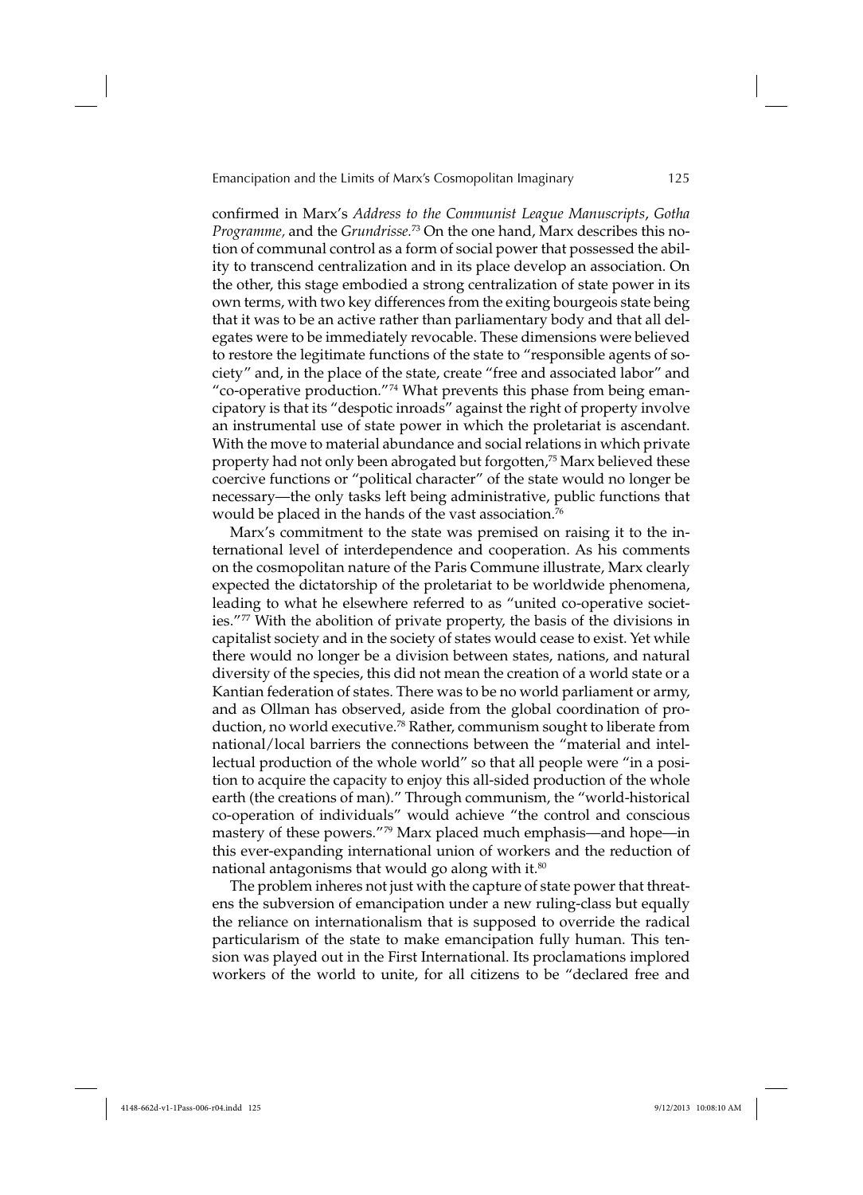confirmed in Marx's *Address to the Communist League Manuscripts*, *Gotha Programme*, and the *Grundrisse*.[73] On the one hand, Marx describes this notion of communal control as a form of social power that possessed the ability to transcend centralization and in its place develop an association. On the other, this stage embodied a strong centralization of state power in its own terms, with two key differences from the exiting bourgeois state being that it was to be an active rather than parliamentary body and that all delegates were to be immediately revocable. These dimensions were believed to restore the legitimate functions of the state to "responsible agents of society" and, in the place of the state, create "free and associated labor" and "co-operative production."[74] What prevents this phase from being emancipatory is that its "despotic inroads" against the right of property involve an instrumental use of state power in which the proletariat is ascendant. With the move to material abundance and social relations in which private property had not only been abrogated but forgotten,[75] Marx believed these coercive functions or "political character" of the state would no longer be necessary—the only tasks left being administrative, public functions that would be placed in the hands of the vast association.[76]

Marx's commitment to the state was premised on raising it to the international level of interdependence and cooperation. As his comments on the cosmopolitan nature of the Paris Commune illustrate, Marx clearly expected the dictatorship of the proletariat to be worldwide phenomena, leading to what he elsewhere referred to as "united co-operative societies."[77] With the abolition of private property, the basis of the divisions in capitalist society and in the society of states would cease to exist. Yet while there would no longer be a division between states, nations, and natural diversity of the species, this did not mean the creation of a world state or a Kantian federation of states. There was to be no world parliament or army, and as Ollman has observed, aside from the global coordination of production, no world executive.[78] Rather, communism sought to liberate from national/local barriers the connections between the "material and intellectual production of the whole world" so that all people were "in a position to acquire the capacity to enjoy this all-sided production of the whole earth (the creations of man)." Through communism, the "world-historical co-operation of individuals" would achieve "the control and conscious mastery of these powers."[79] Marx placed much emphasis—and hope—in this ever-expanding international union of workers and the reduction of national antagonisms that would go along with it.[80]

The problem inheres not just with the capture of state power that threatens the subversion of emancipation under a new ruling-class but equally the reliance on internationalism that is supposed to override the radical particularism of the state to make emancipation fully human. This tension was played out in the First International. Its proclamations implored workers of the world to unite, for all citizens to be "declared free and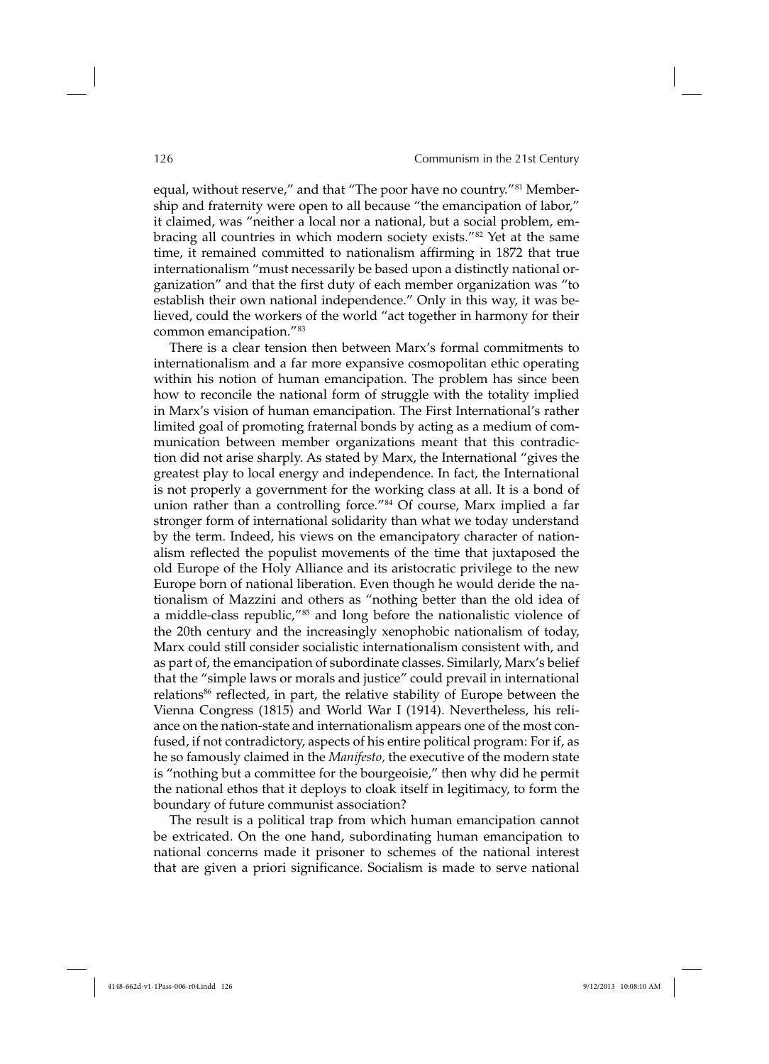equal, without reserve," and that "The poor have no country."[81] Membership and fraternity were open to all because "the emancipation of labor," it claimed, was "neither a local nor a national, but a social problem, embracing all countries in which modern society exists."[82] Yet at the same time, it remained committed to nationalism affirming in 1872 that true internationalism "must necessarily be based upon a distinctly national organization" and that the first duty of each member organization was "to establish their own national independence." Only in this way, it was believed, could the workers of the world "act together in harmony for their common emancipation."[83]

There is a clear tension then between Marx's formal commitments to internationalism and a far more expansive cosmopolitan ethic operating within his notion of human emancipation. The problem has since been how to reconcile the national form of struggle with the totality implied in Marx's vision of human emancipation. The First International's rather limited goal of promoting fraternal bonds by acting as a medium of communication between member organizations meant that this contradiction did not arise sharply. As stated by Marx, the International "gives the greatest play to local energy and independence. In fact, the International is not properly a government for the working class at all. It is a bond of union rather than a controlling force."[84] Of course, Marx implied a far stronger form of international solidarity than what we today understand by the term. Indeed, his views on the emancipatory character of nationalism reflected the populist movements of the time that juxtaposed the old Europe of the Holy Alliance and its aristocratic privilege to the new Europe born of national liberation. Even though he would deride the nationalism of Mazzini and others as "nothing better than the old idea of a middle-class republic,"[85] and long before the nationalistic violence of the 20th century and the increasingly xenophobic nationalism of today, Marx could still consider socialistic internationalism consistent with, and as part of, the emancipation of subordinate classes. Similarly, Marx's belief that the "simple laws or morals and justice" could prevail in international relations[86] reflected, in part, the relative stability of Europe between the Vienna Congress (1815) and World War I (1914). Nevertheless, his reliance on the nation-state and internationalism appears one of the most confused, if not contradictory, aspects of his entire political program: For if, as he so famously claimed in the *Manifesto,* the executive of the modern state is "nothing but a committee for the bourgeoisie," then why did he permit the national ethos that it deploys to cloak itself in legitimacy, to form the boundary of future communist association?

The result is a political trap from which human emancipation cannot be extricated. On the one hand, subordinating human emancipation to national concerns made it prisoner to schemes of the national interest that are given a priori significance. Socialism is made to serve national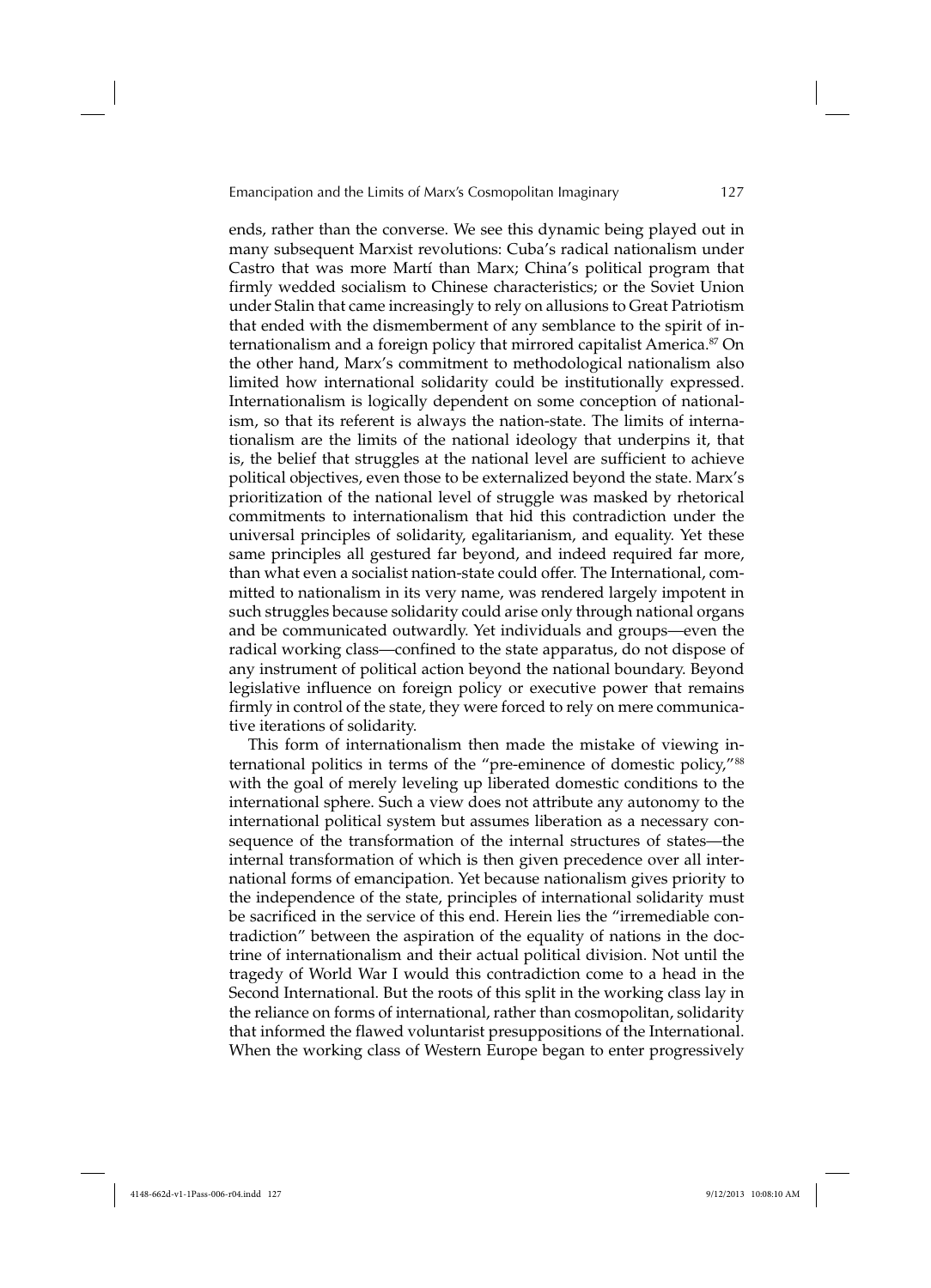ends, rather than the converse. We see this dynamic being played out in many subsequent Marxist revolutions: Cuba's radical nationalism under Castro that was more Martí than Marx; China's political program that firmly wedded socialism to Chinese characteristics; or the Soviet Union under Stalin that came increasingly to rely on allusions to Great Patriotism that ended with the dismemberment of any semblance to the spirit of internationalism and a foreign policy that mirrored capitalist America.[87] On the other hand, Marx's commitment to methodological nationalism also limited how international solidarity could be institutionally expressed. Internationalism is logically dependent on some conception of nationalism, so that its referent is always the nation-state. The limits of internationalism are the limits of the national ideology that underpins it, that is, the belief that struggles at the national level are sufficient to achieve political objectives, even those to be externalized beyond the state. Marx's prioritization of the national level of struggle was masked by rhetorical commitments to internationalism that hid this contradiction under the universal principles of solidarity, egalitarianism, and equality. Yet these same principles all gestured far beyond, and indeed required far more, than what even a socialist nation-state could offer. The International, committed to nationalism in its very name, was rendered largely impotent in such struggles because solidarity could arise only through national organs and be communicated outwardly. Yet individuals and groups—even the radical working class—confined to the state apparatus, do not dispose of any instrument of political action beyond the national boundary. Beyond legislative influence on foreign policy or executive power that remains firmly in control of the state, they were forced to rely on mere communicative iterations of solidarity.

This form of internationalism then made the mistake of viewing international politics in terms of the "pre-eminence of domestic policy,"[88] with the goal of merely leveling up liberated domestic conditions to the international sphere. Such a view does not attribute any autonomy to the international political system but assumes liberation as a necessary consequence of the transformation of the internal structures of states—the internal transformation of which is then given precedence over all international forms of emancipation. Yet because nationalism gives priority to the independence of the state, principles of international solidarity must be sacrificed in the service of this end. Herein lies the "irremediable contradiction" between the aspiration of the equality of nations in the doctrine of internationalism and their actual political division. Not until the tragedy of World War I would this contradiction come to a head in the Second International. But the roots of this split in the working class lay in the reliance on forms of international, rather than cosmopolitan, solidarity that informed the flawed voluntarist presuppositions of the International. When the working class of Western Europe began to enter progressively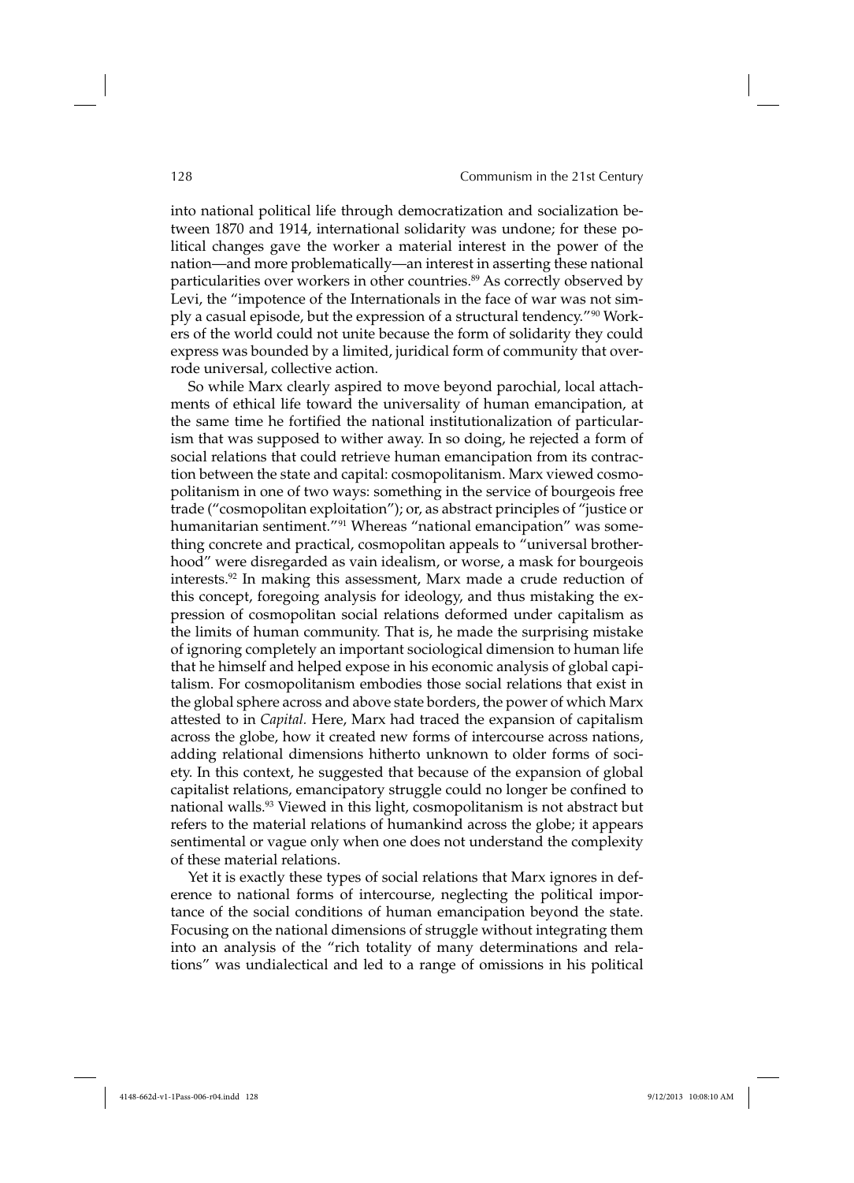into national political life through democratization and socialization between 1870 and 1914, international solidarity was undone; for these political changes gave the worker a material interest in the power of the nation—and more problematically—an interest in asserting these national particularities over workers in other countries.[89] As correctly observed by Levi, the "impotence of the Internationals in the face of war was not simply a casual episode, but the expression of a structural tendency."[90] Workers of the world could not unite because the form of solidarity they could express was bounded by a limited, juridical form of community that overrode universal, collective action.

So while Marx clearly aspired to move beyond parochial, local attachments of ethical life toward the universality of human emancipation, at the same time he fortified the national institutionalization of particularism that was supposed to wither away. In so doing, he rejected a form of social relations that could retrieve human emancipation from its contraction between the state and capital: cosmopolitanism. Marx viewed cosmopolitanism in one of two ways: something in the service of bourgeois free trade ("cosmopolitan exploitation"); or, as abstract principles of "justice or humanitarian sentiment."[91] Whereas "national emancipation" was something concrete and practical, cosmopolitan appeals to "universal brotherhood" were disregarded as vain idealism, or worse, a mask for bourgeois interests.[92] In making this assessment, Marx made a crude reduction of this concept, foregoing analysis for ideology, and thus mistaking the expression of cosmopolitan social relations deformed under capitalism as the limits of human community. That is, he made the surprising mistake of ignoring completely an important sociological dimension to human life that he himself and helped expose in his economic analysis of global capitalism. For cosmopolitanism embodies those social relations that exist in the global sphere across and above state borders, the power of which Marx attested to in *Capital.* Here, Marx had traced the expansion of capitalism across the globe, how it created new forms of intercourse across nations, adding relational dimensions hitherto unknown to older forms of society. In this context, he suggested that because of the expansion of global capitalist relations, emancipatory struggle could no longer be confined to national walls.[93] Viewed in this light, cosmopolitanism is not abstract but refers to the material relations of humankind across the globe; it appears sentimental or vague only when one does not understand the complexity of these material relations.

Yet it is exactly these types of social relations that Marx ignores in deference to national forms of intercourse, neglecting the political importance of the social conditions of human emancipation beyond the state. Focusing on the national dimensions of struggle without integrating them into an analysis of the "rich totality of many determinations and relations" was undialectical and led to a range of omissions in his political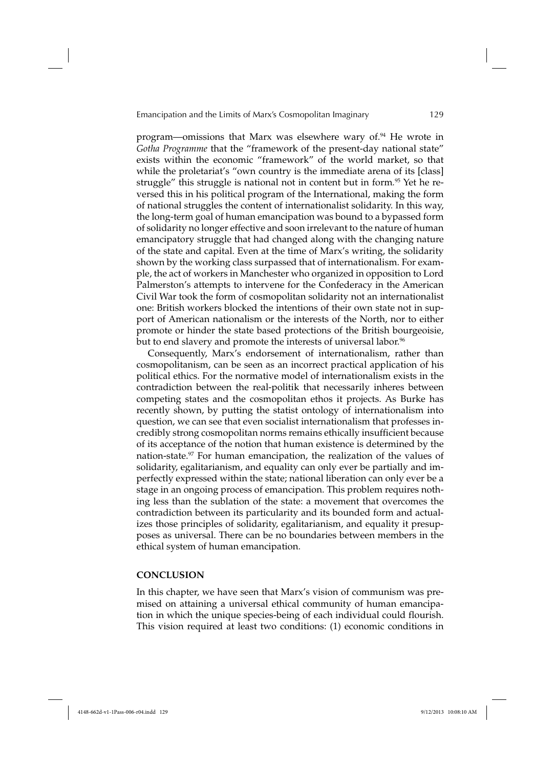program—omissions that Marx was elsewhere wary of.[94] He wrote in *Gotha Programme* that the "framework of the present-day national state" exists within the economic "framework" of the world market, so that while the proletariat's "own country is the immediate arena of its [class] struggle" this struggle is national not in content but in form.[95] Yet he reversed this in his political program of the International, making the form of national struggles the content of internationalist solidarity. In this way, the long-term goal of human emancipation was bound to a bypassed form of solidarity no longer effective and soon irrelevant to the nature of human emancipatory struggle that had changed along with the changing nature of the state and capital. Even at the time of Marx's writing, the solidarity shown by the working class surpassed that of internationalism. For example, the act of workers in Manchester who organized in opposition to Lord Palmerston's attempts to intervene for the Confederacy in the American Civil War took the form of cosmopolitan solidarity not an internationalist one: British workers blocked the intentions of their own state not in support of American nationalism or the interests of the North, nor to either promote or hinder the state based protections of the British bourgeoisie, but to end slavery and promote the interests of universal labor.[96]

Consequently, Marx's endorsement of internationalism, rather than cosmopolitanism, can be seen as an incorrect practical application of his political ethics. For the normative model of internationalism exists in the contradiction between the real-politik that necessarily inheres between competing states and the cosmopolitan ethos it projects. As Burke has recently shown, by putting the statist ontology of internationalism into question, we can see that even socialist internationalism that professes incredibly strong cosmopolitan norms remains ethically insufficient because of its acceptance of the notion that human existence is determined by the nation-state.[97] For human emancipation, the realization of the values of solidarity, egalitarianism, and equality can only ever be partially and imperfectly expressed within the state; national liberation can only ever be a stage in an ongoing process of emancipation. This problem requires nothing less than the sublation of the state: a movement that overcomes the contradiction between its particularity and its bounded form and actualizes those principles of solidarity, egalitarianism, and equality it presupposes as universal. There can be no boundaries between members in the ethical system of human emancipation.

## CONCLUSION

In this chapter, we have seen that Marx's vision of communism was premised on attaining a universal ethical community of human emancipation in which the unique species-being of each individual could flourish. This vision required at least two conditions: (1) economic conditions in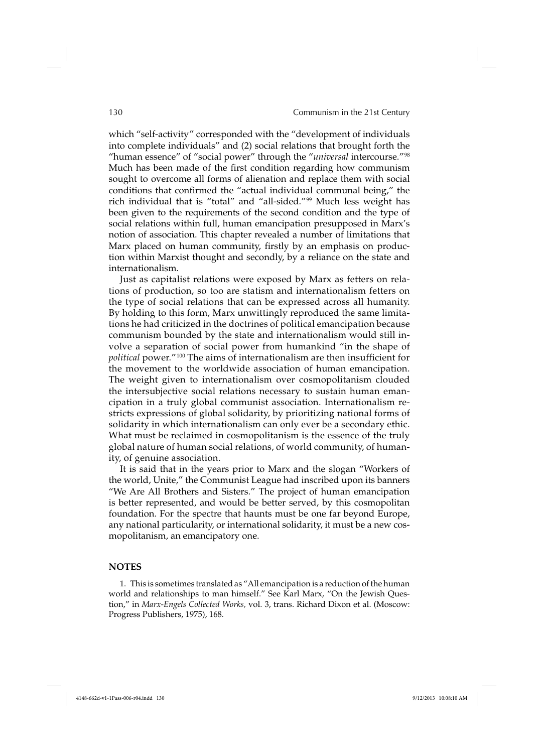which "self-activity" corresponded with the "development of individuals into complete individuals" and (2) social relations that brought forth the "human essence" of "social power" through the "*universal* intercourse."[98] Much has been made of the first condition regarding how communism sought to overcome all forms of alienation and replace them with social conditions that confirmed the "actual individual communal being," the rich individual that is "total" and "all-sided."[99] Much less weight has been given to the requirements of the second condition and the type of social relations within full, human emancipation presupposed in Marx's notion of association. This chapter revealed a number of limitations that Marx placed on human community, firstly by an emphasis on production within Marxist thought and secondly, by a reliance on the state and internationalism.

Just as capitalist relations were exposed by Marx as fetters on relations of production, so too are statism and internationalism fetters on the type of social relations that can be expressed across all humanity. By holding to this form, Marx unwittingly reproduced the same limitations he had criticized in the doctrines of political emancipation because communism bounded by the state and internationalism would still involve a separation of social power from humankind "in the shape of *political* power."[100] The aims of internationalism are then insufficient for the movement to the worldwide association of human emancipation. The weight given to internationalism over cosmopolitanism clouded the intersubjective social relations necessary to sustain human emancipation in a truly global communist association. Internationalism restricts expressions of global solidarity, by prioritizing national forms of solidarity in which internationalism can only ever be a secondary ethic. What must be reclaimed in cosmopolitanism is the essence of the truly global nature of human social relations, of world community, of humanity, of genuine association.

It is said that in the years prior to Marx and the slogan "Workers of the world, Unite," the Communist League had inscribed upon its banners "We Are All Brothers and Sisters." The project of human emancipation is better represented, and would be better served, by this cosmopolitan foundation. For the spectre that haunts must be one far beyond Europe, any national particularity, or international solidarity, it must be a new cosmopolitanism, an emancipatory one.

## NOTES

1. This is sometimes translated as "All emancipation is a reduction of the human world and relationships to man himself." See Karl Marx, "On the Jewish Question," in *Marx-Engels Collected Works,* vol. 3, trans. Richard Dixon et al. (Moscow: Progress Publishers, 1975), 168.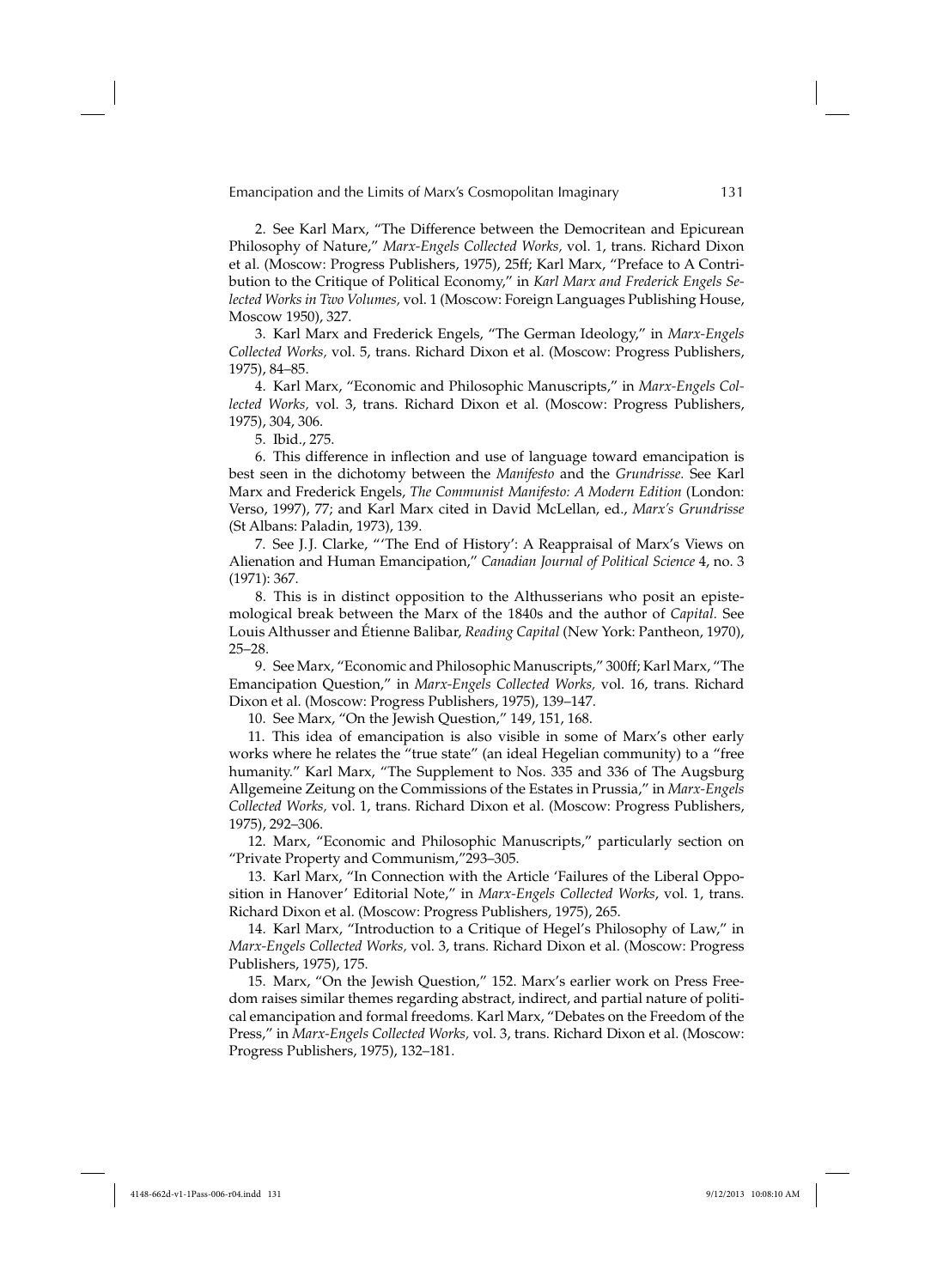2. See Karl Marx, "The Difference between the Democritean and Epicurean Philosophy of Nature," *Marx-Engels Collected Works,* vol. 1, trans. Richard Dixon et al. (Moscow: Progress Publishers, 1975), 25ff; Karl Marx, "Preface to A Contribution to the Critique of Political Economy," in *Karl Marx and Frederick Engels Selected Works in Two Volumes,* vol. 1 (Moscow: Foreign Languages Publishing House, Moscow 1950), 327.

3. Karl Marx and Frederick Engels, "The German Ideology," in *Marx-Engels Collected Works,* vol. 5, trans. Richard Dixon et al. (Moscow: Progress Publishers, 1975), 84–85.

4. Karl Marx, "Economic and Philosophic Manuscripts," in *Marx-Engels Collected Works,* vol. 3, trans. Richard Dixon et al. (Moscow: Progress Publishers, 1975), 304, 306.

5. Ibid., 275.

6. This difference in inflection and use of language toward emancipation is best seen in the dichotomy between the *Manifesto* and the *Grundrisse.* See Karl Marx and Frederick Engels, *The Communist Manifesto: A Modern Edition* (London: Verso, 1997), 77; and Karl Marx cited in David McLellan, ed., *Marx's Grundrisse* (St Albans: Paladin, 1973), 139.

7. See J.J. Clarke, "'The End of History': A Reappraisal of Marx's Views on Alienation and Human Emancipation," *Canadian Journal of Political Science* 4, no. 3 (1971): 367.

8. This is in distinct opposition to the Althusserians who posit an epistemological break between the Marx of the 1840s and the author of *Capital.* See Louis Althusser and Étienne Balibar, *Reading Capital* (New York: Pantheon, 1970), 25–28.

9. See Marx, "Economic and Philosophic Manuscripts," 300ff; Karl Marx, "The Emancipation Question," in *Marx-Engels Collected Works,* vol. 16, trans. Richard Dixon et al. (Moscow: Progress Publishers, 1975), 139–147.

10. See Marx, "On the Jewish Question," 149, 151, 168.

11. This idea of emancipation is also visible in some of Marx's other early works where he relates the "true state" (an ideal Hegelian community) to a "free humanity." Karl Marx, "The Supplement to Nos. 335 and 336 of The Augsburg Allgemeine Zeitung on the Commissions of the Estates in Prussia," in *Marx-Engels Collected Works,* vol. 1, trans. Richard Dixon et al. (Moscow: Progress Publishers, 1975), 292–306.

12. Marx, "Economic and Philosophic Manuscripts," particularly section on "Private Property and Communism,"293–305.

13. Karl Marx, "In Connection with the Article 'Failures of the Liberal Opposition in Hanover' Editorial Note," in *Marx-Engels Collected Works*, vol. 1, trans. Richard Dixon et al. (Moscow: Progress Publishers, 1975), 265.

14. Karl Marx, "Introduction to a Critique of Hegel's Philosophy of Law," in *Marx-Engels Collected Works,* vol. 3, trans. Richard Dixon et al. (Moscow: Progress Publishers, 1975), 175.

15. Marx, "On the Jewish Question," 152. Marx's earlier work on Press Freedom raises similar themes regarding abstract, indirect, and partial nature of political emancipation and formal freedoms. Karl Marx, "Debates on the Freedom of the Press," in *Marx-Engels Collected Works,* vol. 3, trans. Richard Dixon et al. (Moscow: Progress Publishers, 1975), 132–181.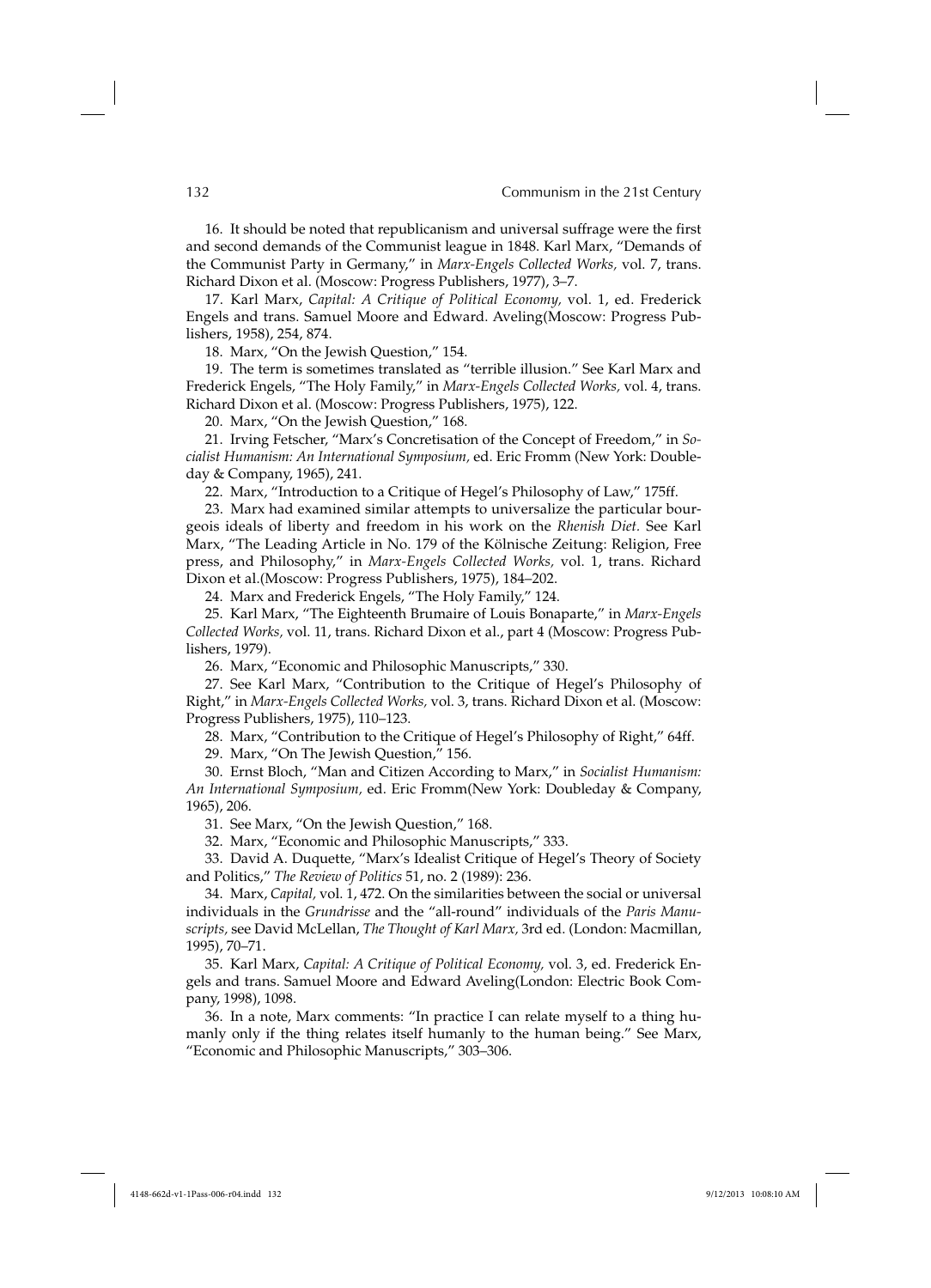16. It should be noted that republicanism and universal suffrage were the first and second demands of the Communist league in 1848. Karl Marx, "Demands of the Communist Party in Germany," in *Marx-Engels Collected Works,* vol. 7, trans. Richard Dixon et al. (Moscow: Progress Publishers, 1977), 3–7.

17. Karl Marx, *Capital: A Critique of Political Economy,* vol. 1, ed. Frederick Engels and trans. Samuel Moore and Edward. Aveling(Moscow: Progress Publishers, 1958), 254, 874.

18. Marx, "On the Jewish Question," 154.

19. The term is sometimes translated as "terrible illusion." See Karl Marx and Frederick Engels, "The Holy Family," in *Marx-Engels Collected Works,* vol. 4, trans. Richard Dixon et al. (Moscow: Progress Publishers, 1975), 122.

20. Marx, "On the Jewish Question," 168.

21. Irving Fetscher, "Marx's Concretisation of the Concept of Freedom," in *Socialist Humanism: An International Symposium,* ed. Eric Fromm (New York: Doubleday & Company, 1965), 241.

22. Marx, "Introduction to a Critique of Hegel's Philosophy of Law," 175ff.

23. Marx had examined similar attempts to universalize the particular bourgeois ideals of liberty and freedom in his work on the *Rhenish Diet.* See Karl Marx, "The Leading Article in No. 179 of the Kölnische Zeitung: Religion, Free press, and Philosophy," in *Marx-Engels Collected Works,* vol. 1, trans. Richard Dixon et al.(Moscow: Progress Publishers, 1975), 184–202.

24. Marx and Frederick Engels, "The Holy Family," 124.

25. Karl Marx, "The Eighteenth Brumaire of Louis Bonaparte," in *Marx-Engels Collected Works,* vol. 11, trans. Richard Dixon et al., part 4 (Moscow: Progress Publishers, 1979).

26. Marx, "Economic and Philosophic Manuscripts," 330.

27. See Karl Marx, "Contribution to the Critique of Hegel's Philosophy of Right," in *Marx-Engels Collected Works,* vol. 3, trans. Richard Dixon et al. (Moscow: Progress Publishers, 1975), 110–123.

28. Marx, "Contribution to the Critique of Hegel's Philosophy of Right," 64ff.

29. Marx, "On The Jewish Question," 156.

30. Ernst Bloch, "Man and Citizen According to Marx," in *Socialist Humanism: An International Symposium,* ed. Eric Fromm(New York: Doubleday & Company, 1965), 206.

31. See Marx, "On the Jewish Question," 168.

32. Marx, "Economic and Philosophic Manuscripts," 333.

33. David A. Duquette, "Marx's Idealist Critique of Hegel's Theory of Society and Politics," *The Review of Politics* 51, no. 2 (1989): 236.

34. Marx, *Capital,* vol. 1, 472. On the similarities between the social or universal individuals in the *Grundrisse* and the "all-round" individuals of the *Paris Manuscripts,* see David McLellan, *The Thought of Karl Marx,* 3rd ed. (London: Macmillan, 1995), 70–71.

35. Karl Marx, *Capital: A Critique of Political Economy,* vol. 3, ed. Frederick Engels and trans. Samuel Moore and Edward Aveling(London: Electric Book Company, 1998), 1098.

36. In a note, Marx comments: "In practice I can relate myself to a thing humanly only if the thing relates itself humanly to the human being." See Marx, "Economic and Philosophic Manuscripts," 303–306.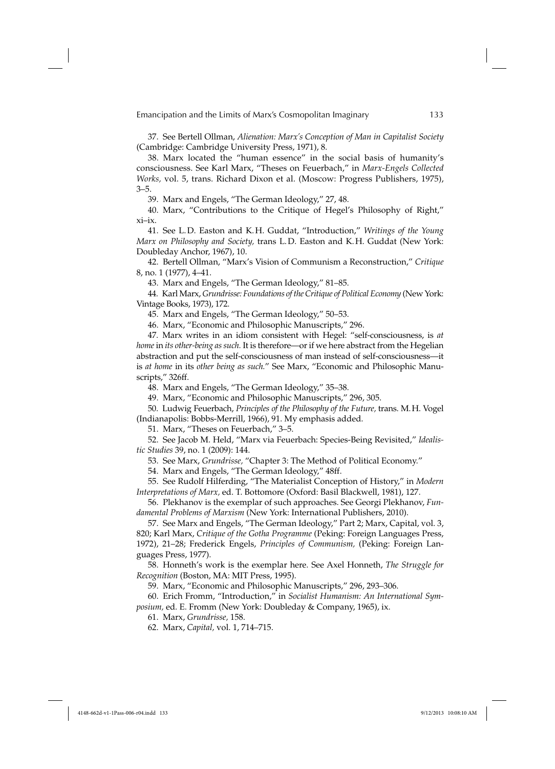37. See Bertell Ollman, *Alienation: Marx's Conception of Man in Capitalist Society* (Cambridge: Cambridge University Press, 1971), 8.

38. Marx located the "human essence" in the social basis of humanity's consciousness. See Karl Marx, "Theses on Feuerbach," in *Marx-Engels Collected Works,* vol. 5, trans. Richard Dixon et al. (Moscow: Progress Publishers, 1975), 3–5.

39. Marx and Engels, "The German Ideology," 27, 48.

40. Marx, "Contributions to the Critique of Hegel's Philosophy of Right," xi–ix.

41. See L. D. Easton and K. H. Guddat, "Introduction," *Writings of the Young Marx on Philosophy and Society,* trans L. D. Easton and K. H. Guddat (New York: Doubleday Anchor, 1967), 10.

42. Bertell Ollman, "Marx's Vision of Communism a Reconstruction," *Critique* 8, no. 1 (1977), 4–41.

43. Marx and Engels, "The German Ideology," 81–85.

44. Karl Marx, *Grundrisse: Foundations of the Critique of Political Economy* (New York: Vintage Books, 1973), 172.

45. Marx and Engels, "The German Ideology," 50–53.

46. Marx, "Economic and Philosophic Manuscripts," 296.

47. Marx writes in an idiom consistent with Hegel: "self-consciousness, is *at home* in *its other-being as such.* It is therefore—or if we here abstract from the Hegelian abstraction and put the self-consciousness of man instead of self-consciousness—it is *at home* in its *other being as such.*" See Marx, "Economic and Philosophic Manuscripts," 326ff.

48. Marx and Engels, "The German Ideology," 35–38.

49. Marx, "Economic and Philosophic Manuscripts," 296, 305.

50. Ludwig Feuerbach, *Principles of the Philosophy of the Future,* trans. M. H. Vogel (Indianapolis: Bobbs-Merrill, 1966), 91. My emphasis added.

51. Marx, "Theses on Feuerbach," 3–5.

52. See Jacob M. Held, "Marx via Feuerbach: Species-Being Revisited," *Idealistic Studies* 39, no. 1 (2009): 144.

53. See Marx, *Grundrisse,* "Chapter 3: The Method of Political Economy."

54. Marx and Engels, "The German Ideology," 48ff.

55. See Rudolf Hilferding, "The Materialist Conception of History," in *Modern Interpretations of Marx,* ed. T. Bottomore (Oxford: Basil Blackwell, 1981), 127.

56. Plekhanov is the exemplar of such approaches. See Georgi Plekhanov, *Fundamental Problems of Marxism* (New York: International Publishers, 2010).

57. See Marx and Engels, "The German Ideology," Part 2; Marx, Capital, vol. 3, 820; Karl Marx, *Critique of the Gotha Programme* (Peking: Foreign Languages Press, 1972), 21–28; Frederick Engels, *Principles of Communism,* (Peking: Foreign Languages Press, 1977).

58. Honneth's work is the exemplar here. See Axel Honneth, *The Struggle for Recognition* (Boston, MA: MIT Press, 1995).

59. Marx, "Economic and Philosophic Manuscripts," 296, 293–306.

60. Erich Fromm, "Introduction," in *Socialist Humanism: An International Symposium,* ed. E. Fromm (New York: Doubleday & Company, 1965), ix.

61. Marx, *Grundrisse,* 158.

62. Marx, *Capital,* vol. 1, 714–715.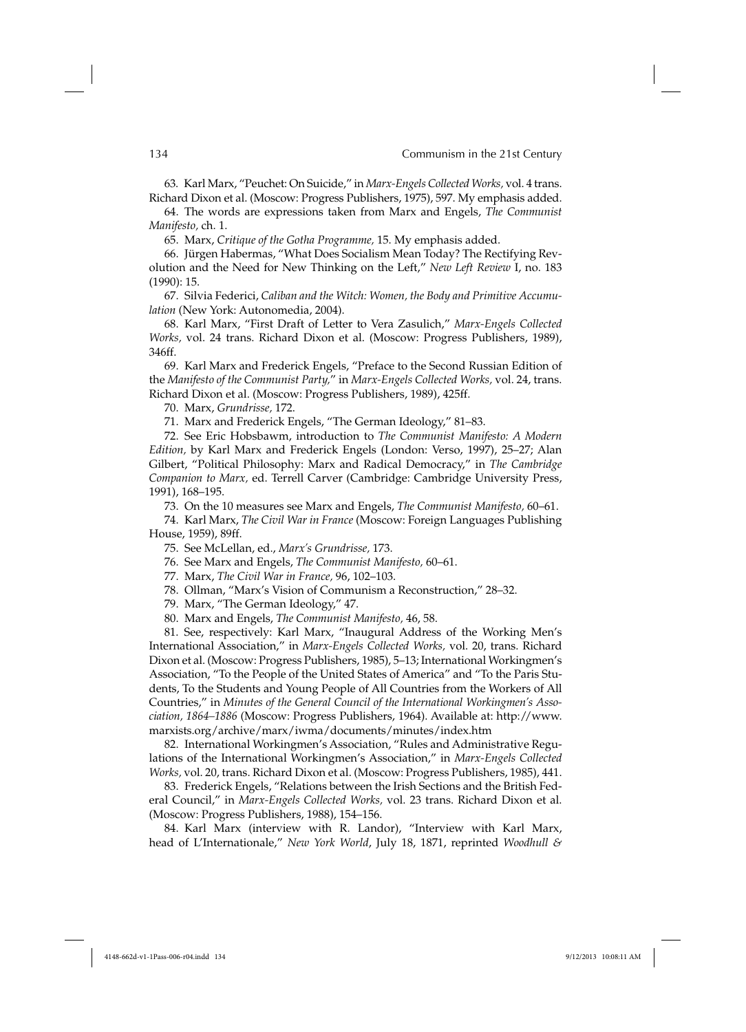63. Karl Marx, "Peuchet: On Suicide," in *Marx-Engels Collected Works,* vol. 4 trans. Richard Dixon et al. (Moscow: Progress Publishers, 1975), 597. My emphasis added.

64. The words are expressions taken from Marx and Engels, *The Communist Manifesto,* ch. 1.

65. Marx, *Critique of the Gotha Programme,* 15. My emphasis added.

66. Jürgen Habermas, "What Does Socialism Mean Today? The Rectifying Revolution and the Need for New Thinking on the Left," *New Left Review* I, no. 183 (1990): 15.

67. Silvia Federici, *Caliban and the Witch: Women, the Body and Primitive Accumulation* (New York: Autonomedia, 2004).

68. Karl Marx, "First Draft of Letter to Vera Zasulich," *Marx-Engels Collected Works,* vol. 24 trans. Richard Dixon et al. (Moscow: Progress Publishers, 1989), 346ff.

69. Karl Marx and Frederick Engels, "Preface to the Second Russian Edition of the *Manifesto of the Communist Party,*" in *Marx-Engels Collected Works,* vol. 24, trans. Richard Dixon et al. (Moscow: Progress Publishers, 1989), 425ff.

70. Marx, *Grundrisse,* 172.

71. Marx and Frederick Engels, "The German Ideology," 81–83.

72. See Eric Hobsbawm, introduction to *The Communist Manifesto: A Modern Edition,* by Karl Marx and Frederick Engels (London: Verso, 1997), 25–27; Alan Gilbert, "Political Philosophy: Marx and Radical Democracy," in *The Cambridge Companion to Marx,* ed. Terrell Carver (Cambridge: Cambridge University Press, 1991), 168–195.

73. On the 10 measures see Marx and Engels, *The Communist Manifesto,* 60–61.

74. Karl Marx, *The Civil War in France* (Moscow: Foreign Languages Publishing House, 1959), 89ff.

75. See McLellan, ed., *Marx's Grundrisse,* 173.

76. See Marx and Engels, *The Communist Manifesto,* 60–61.

77. Marx, *The Civil War in France,* 96, 102–103.

78. Ollman, "Marx's Vision of Communism a Reconstruction," 28–32.

79. Marx, "The German Ideology," 47.

80. Marx and Engels, *The Communist Manifesto,* 46, 58.

81. See, respectively: Karl Marx, "Inaugural Address of the Working Men's International Association," in *Marx-Engels Collected Works,* vol. 20, trans. Richard Dixon et al. (Moscow: Progress Publishers, 1985), 5–13; International Workingmen's Association, "To the People of the United States of America" and "To the Paris Students, To the Students and Young People of All Countries from the Workers of All Countries," in *Minutes of the General Council of the International Workingmen's Association, 1864–1886* (Moscow: Progress Publishers, 1964). Available at: http://www.marxists.org/archive/marx/iwma/documents/minutes/index.htm

82. International Workingmen's Association, "Rules and Administrative Regulations of the International Workingmen's Association," in *Marx-Engels Collected Works,* vol. 20, trans. Richard Dixon et al. (Moscow: Progress Publishers, 1985), 441.

83. Frederick Engels, "Relations between the Irish Sections and the British Federal Council," in *Marx-Engels Collected Works,* vol. 23 trans. Richard Dixon et al. (Moscow: Progress Publishers, 1988), 154–156.

84. Karl Marx (interview with R. Landor), "Interview with Karl Marx, head of L'Internationale," *New York World*, July 18, 1871, reprinted *Woodhull &*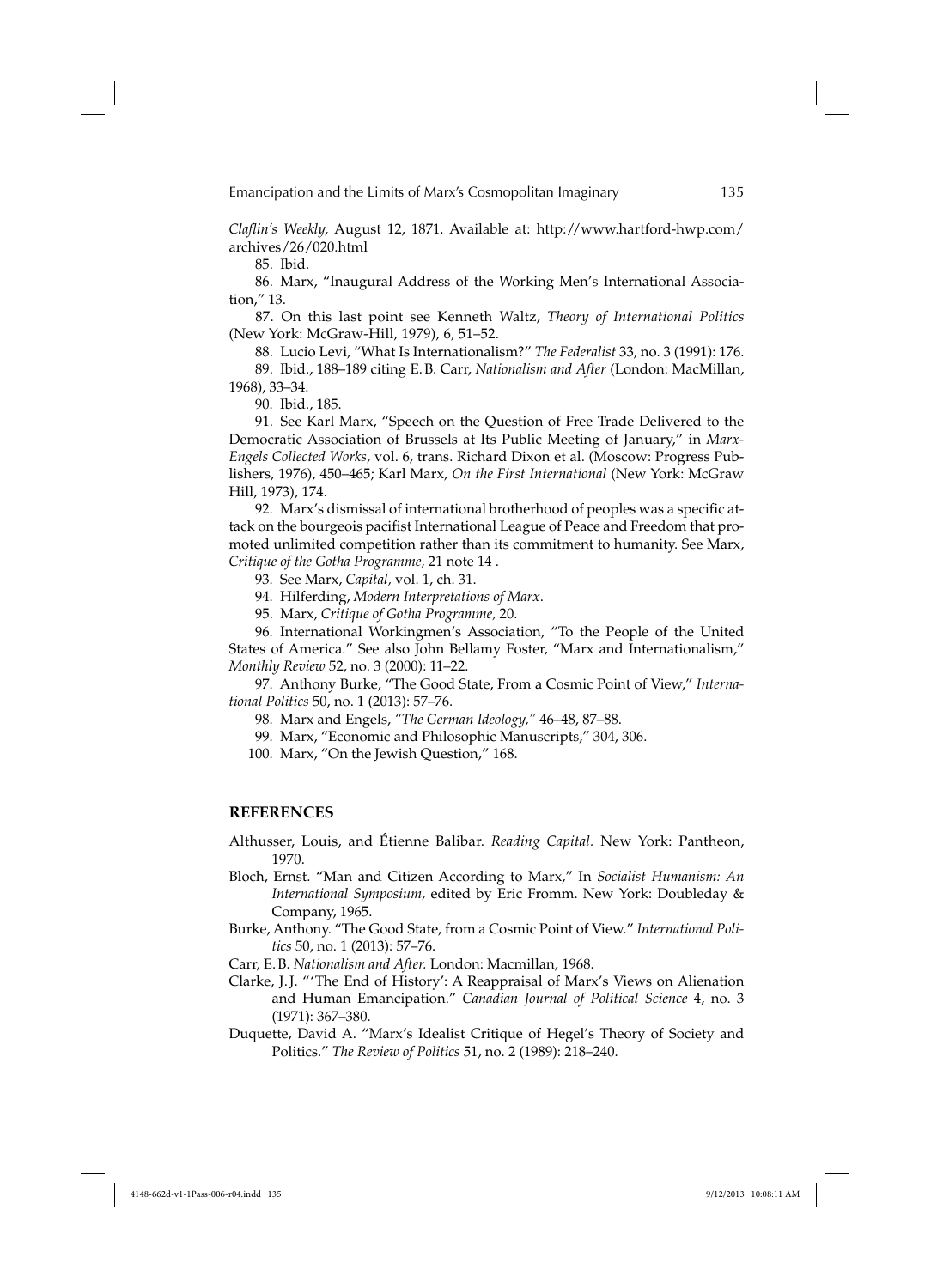*Claflin's Weekly,* August 12, 1871. Available at: http://www.hartford-hwp.com/archives/26/020.html

85. Ibid.

86. Marx, "Inaugural Address of the Working Men's International Association," 13.

87. On this last point see Kenneth Waltz, *Theory of International Politics* (New York: McGraw-Hill, 1979), 6, 51–52.

88. Lucio Levi, "What Is Internationalism?" *The Federalist* 33, no. 3 (1991): 176.

89. Ibid., 188–189 citing E.B. Carr, *Nationalism and After* (London: MacMillan, 1968), 33–34.

90. Ibid., 185.

91. See Karl Marx, "Speech on the Question of Free Trade Delivered to the Democratic Association of Brussels at Its Public Meeting of January," in *Marx-Engels Collected Works,* vol. 6, trans. Richard Dixon et al. (Moscow: Progress Publishers, 1976), 450–465; Karl Marx, *On the First International* (New York: McGraw Hill, 1973), 174.

92. Marx's dismissal of international brotherhood of peoples was a specific attack on the bourgeois pacifist International League of Peace and Freedom that promoted unlimited competition rather than its commitment to humanity. See Marx, *Critique of the Gotha Programme,* 21 note 14 .

93. See Marx, *Capital,* vol. 1, ch. 31.

94. Hilferding, *Modern Interpretations of Marx*.

95. Marx, *Critique of Gotha Programme,* 20.

96. International Workingmen's Association, "To the People of the United States of America." See also John Bellamy Foster, "Marx and Internationalism," *Monthly Review* 52, no. 3 (2000): 11–22.

97. Anthony Burke, "The Good State, From a Cosmic Point of View," *International Politics* 50, no. 1 (2013): 57–76.

98. Marx and Engels, *"The German Ideology,"* 46–48, 87–88.

99. Marx, "Economic and Philosophic Manuscripts," 304, 306.

100. Marx, "On the Jewish Question," 168.

## REFERENCES

Althusser, Louis, and Étienne Balibar. *Reading Capital.* New York: Pantheon, 1970.

Bloch, Ernst. "Man and Citizen According to Marx," In *Socialist Humanism: An International Symposium,* edited by Eric Fromm. New York: Doubleday & Company, 1965.

Burke, Anthony. "The Good State, from a Cosmic Point of View." *International Politics* 50, no. 1 (2013): 57–76.

Carr, E.B. *Nationalism and After.* London: Macmillan, 1968.

Clarke, J.J. "'The End of History': A Reappraisal of Marx's Views on Alienation and Human Emancipation." *Canadian Journal of Political Science* 4, no. 3 (1971): 367–380.

Duquette, David A. "Marx's Idealist Critique of Hegel's Theory of Society and Politics." *The Review of Politics* 51, no. 2 (1989): 218–240.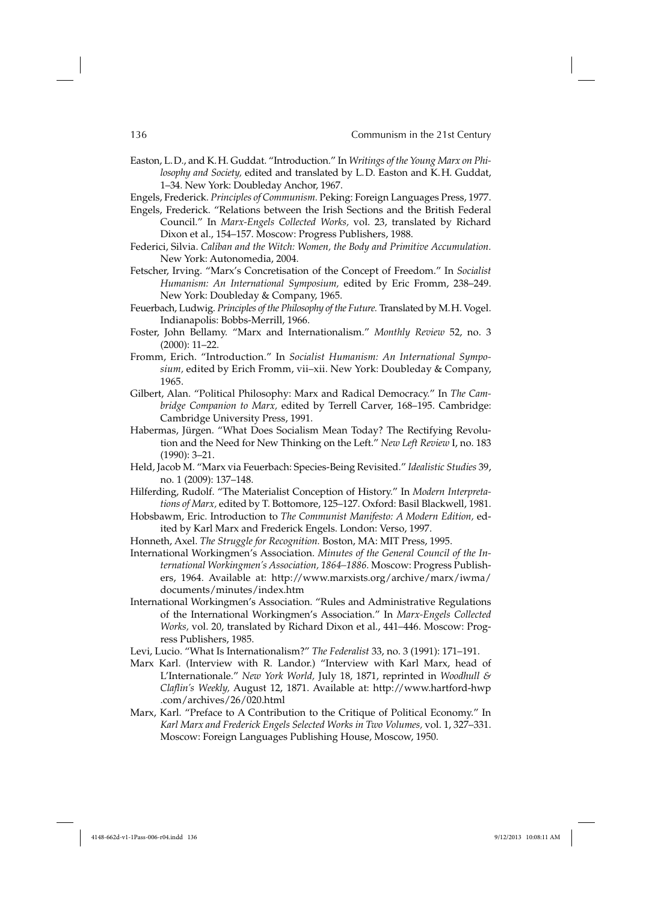Easton, L.D., and K.H. Guddat. "Introduction." In *Writings of the Young Marx on Philosophy and Society,* edited and translated by L.D. Easton and K.H. Guddat, 1–34. New York: Doubleday Anchor, 1967.

Engels, Frederick. *Principles of Communism.* Peking: Foreign Languages Press, 1977.

Engels, Frederick. "Relations between the Irish Sections and the British Federal Council." In *Marx-Engels Collected Works,* vol. 23, translated by Richard Dixon et al., 154–157. Moscow: Progress Publishers, 1988.

Federici, Silvia. *Caliban and the Witch: Women, the Body and Primitive Accumulation.* New York: Autonomedia, 2004.

Fetscher, Irving. "Marx's Concretisation of the Concept of Freedom." In *Socialist Humanism: An International Symposium,* edited by Eric Fromm, 238–249. New York: Doubleday & Company, 1965.

Feuerbach, Ludwig. *Principles of the Philosophy of the Future.* Translated by M.H. Vogel. Indianapolis: Bobbs-Merrill, 1966.

Foster, John Bellamy. "Marx and Internationalism." *Monthly Review* 52, no. 3 (2000): 11–22.

Fromm, Erich. "Introduction." In *Socialist Humanism: An International Symposium,* edited by Erich Fromm, vii–xii. New York: Doubleday & Company, 1965.

Gilbert, Alan. "Political Philosophy: Marx and Radical Democracy." In *The Cambridge Companion to Marx,* edited by Terrell Carver, 168–195. Cambridge: Cambridge University Press, 1991.

Habermas, Jürgen. "What Does Socialism Mean Today? The Rectifying Revolution and the Need for New Thinking on the Left." *New Left Review* I, no. 183 (1990): 3–21.

Held, Jacob M. "Marx via Feuerbach: Species-Being Revisited." *Idealistic Studies* 39, no. 1 (2009): 137–148.

Hilferding, Rudolf. "The Materialist Conception of History." In *Modern Interpretations of Marx,* edited by T. Bottomore, 125–127. Oxford: Basil Blackwell, 1981.

Hobsbawm, Eric. Introduction to *The Communist Manifesto: A Modern Edition,* edited by Karl Marx and Frederick Engels. London: Verso, 1997.

Honneth, Axel. *The Struggle for Recognition.* Boston, MA: MIT Press, 1995.

International Workingmen's Association. *Minutes of the General Council of the International Workingmen's Association, 1864–1886.* Moscow: Progress Publishers, 1964. Available at: http://www.marxists.org/archive/marx/iwma/documents/minutes/index.htm

International Workingmen's Association. "Rules and Administrative Regulations of the International Workingmen's Association." In *Marx-Engels Collected Works,* vol. 20, translated by Richard Dixon et al., 441–446. Moscow: Progress Publishers, 1985.

Levi, Lucio. "What Is Internationalism?" *The Federalist* 33, no. 3 (1991): 171–191.

Marx Karl. (Interview with R. Landor.) "Interview with Karl Marx, head of L'Internationale." *New York World,* July 18, 1871, reprinted in *Woodhull & Claflin's Weekly,* August 12, 1871. Available at: http://www.hartford-hwp.com/archives/26/020.html

Marx, Karl. "Preface to A Contribution to the Critique of Political Economy." In *Karl Marx and Frederick Engels Selected Works in Two Volumes,* vol. 1, 327–331. Moscow: Foreign Languages Publishing House, Moscow, 1950.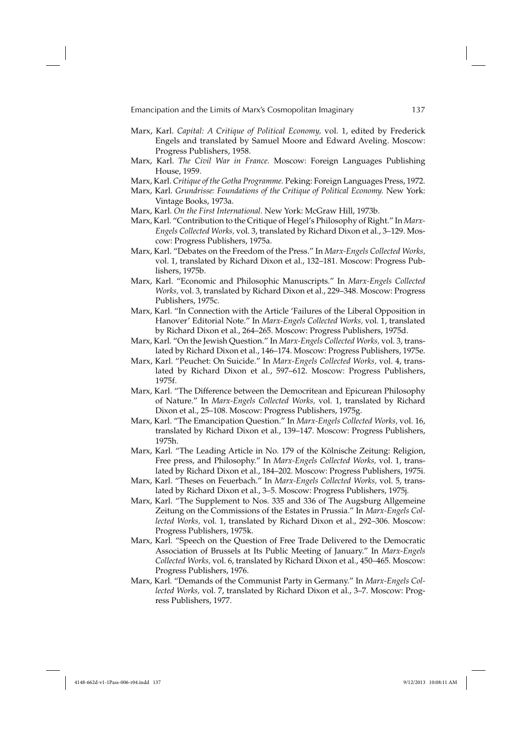Marx, Karl. *Capital: A Critique of Political Economy,* vol. 1, edited by Frederick Engels and translated by Samuel Moore and Edward Aveling. Moscow: Progress Publishers, 1958.

Marx, Karl. *The Civil War in France.* Moscow: Foreign Languages Publishing House, 1959.

Marx, Karl. *Critique of the Gotha Programme.* Peking: Foreign Languages Press, 1972.

Marx, Karl. *Grundrisse: Foundations of the Critique of Political Economy.* New York: Vintage Books, 1973a.

Marx, Karl. *On the First International.* New York: McGraw Hill, 1973b.

Marx, Karl. "Contribution to the Critique of Hegel's Philosophy of Right." In *Marx-Engels Collected Works,* vol. 3, translated by Richard Dixon et al., 3–129. Moscow: Progress Publishers, 1975a.

Marx, Karl. "Debates on the Freedom of the Press." In *Marx-Engels Collected Works,* vol. 1, translated by Richard Dixon et al., 132–181. Moscow: Progress Publishers, 1975b.

Marx, Karl. "Economic and Philosophic Manuscripts." In *Marx-Engels Collected Works,* vol. 3, translated by Richard Dixon et al., 229–348. Moscow: Progress Publishers, 1975c.

Marx, Karl. "In Connection with the Article 'Failures of the Liberal Opposition in Hanover' Editorial Note." In *Marx-Engels Collected Works,* vol. 1, translated by Richard Dixon et al., 264–265. Moscow: Progress Publishers, 1975d.

Marx, Karl. "On the Jewish Question." In *Marx-Engels Collected Works,* vol. 3, translated by Richard Dixon et al., 146–174. Moscow: Progress Publishers, 1975e.

Marx, Karl. "Peuchet: On Suicide." In *Marx-Engels Collected Works,* vol. 4, translated by Richard Dixon et al., 597–612. Moscow: Progress Publishers, 1975f.

Marx, Karl. "The Difference between the Democritean and Epicurean Philosophy of Nature." In *Marx-Engels Collected Works,* vol. 1, translated by Richard Dixon et al., 25–108. Moscow: Progress Publishers, 1975g.

Marx, Karl. "The Emancipation Question." In *Marx-Engels Collected Works,* vol. 16, translated by Richard Dixon et al., 139–147. Moscow: Progress Publishers, 1975h.

Marx, Karl. "The Leading Article in No. 179 of the Kölnische Zeitung: Religion, Free press, and Philosophy." In *Marx-Engels Collected Works,* vol. 1, translated by Richard Dixon et al., 184–202. Moscow: Progress Publishers, 1975i.

Marx, Karl. "Theses on Feuerbach." In *Marx-Engels Collected Works,* vol. 5, translated by Richard Dixon et al., 3–5. Moscow: Progress Publishers, 1975j.

Marx, Karl. "The Supplement to Nos. 335 and 336 of The Augsburg Allgemeine Zeitung on the Commissions of the Estates in Prussia." In *Marx-Engels Collected Works,* vol. 1, translated by Richard Dixon et al., 292–306. Moscow: Progress Publishers, 1975k.

Marx, Karl. "Speech on the Question of Free Trade Delivered to the Democratic Association of Brussels at Its Public Meeting of January." In *Marx-Engels Collected Works,* vol. 6, translated by Richard Dixon et al., 450–465. Moscow: Progress Publishers, 1976.

Marx, Karl. "Demands of the Communist Party in Germany." In *Marx-Engels Collected Works,* vol. 7, translated by Richard Dixon et al., 3–7. Moscow: Progress Publishers, 1977.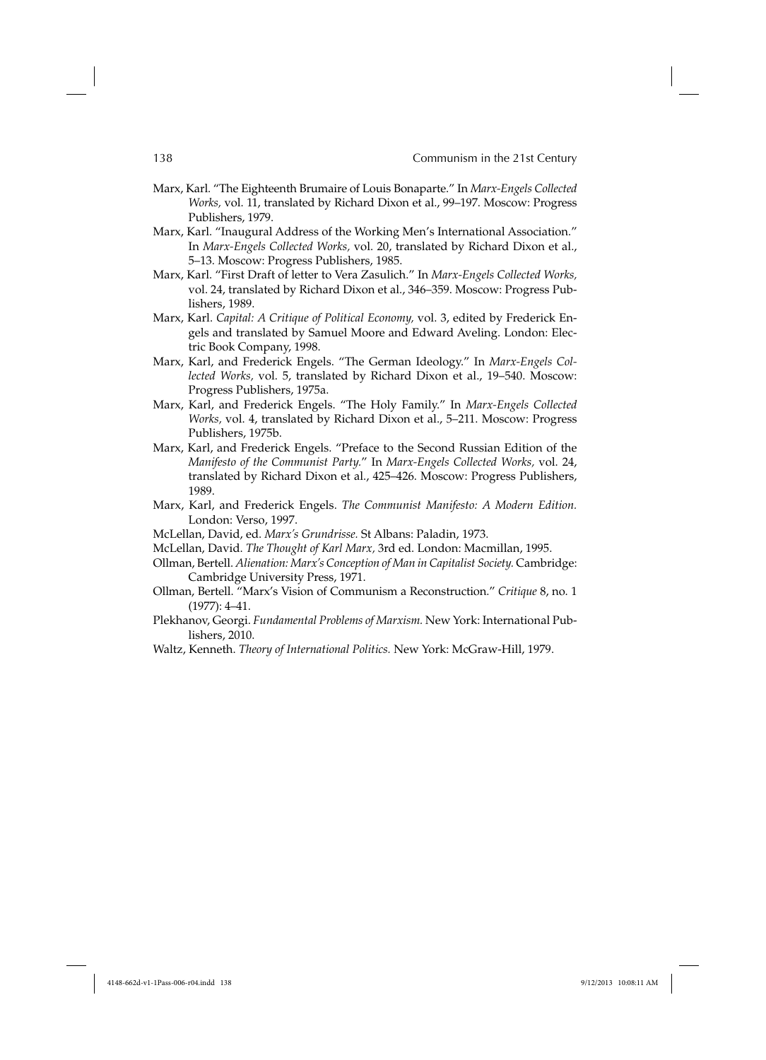Marx, Karl. "The Eighteenth Brumaire of Louis Bonaparte." In *Marx-Engels Collected Works,* vol. 11, translated by Richard Dixon et al., 99–197. Moscow: Progress Publishers, 1979.

Marx, Karl. "Inaugural Address of the Working Men's International Association." In *Marx-Engels Collected Works,* vol. 20, translated by Richard Dixon et al., 5–13. Moscow: Progress Publishers, 1985.

Marx, Karl. "First Draft of letter to Vera Zasulich." In *Marx-Engels Collected Works,* vol. 24, translated by Richard Dixon et al., 346–359. Moscow: Progress Publishers, 1989.

Marx, Karl. *Capital: A Critique of Political Economy,* vol. 3, edited by Frederick Engels and translated by Samuel Moore and Edward Aveling. London: Electric Book Company, 1998.

Marx, Karl, and Frederick Engels. "The German Ideology." In *Marx-Engels Collected Works,* vol. 5, translated by Richard Dixon et al., 19–540. Moscow: Progress Publishers, 1975a.

Marx, Karl, and Frederick Engels. "The Holy Family." In *Marx-Engels Collected Works,* vol. 4, translated by Richard Dixon et al., 5–211. Moscow: Progress Publishers, 1975b.

Marx, Karl, and Frederick Engels. "Preface to the Second Russian Edition of the *Manifesto of the Communist Party.*" In *Marx-Engels Collected Works,* vol. 24, translated by Richard Dixon et al., 425–426. Moscow: Progress Publishers, 1989.

Marx, Karl, and Frederick Engels. *The Communist Manifesto: A Modern Edition.* London: Verso, 1997.

McLellan, David, ed. *Marx's Grundrisse.* St Albans: Paladin, 1973.

McLellan, David. *The Thought of Karl Marx,* 3rd ed. London: Macmillan, 1995.

Ollman, Bertell. *Alienation: Marx's Conception of Man in Capitalist Society.* Cambridge: Cambridge University Press, 1971.

Ollman, Bertell. "Marx's Vision of Communism a Reconstruction." *Critique* 8, no. 1 (1977): 4–41.

Plekhanov, Georgi. *Fundamental Problems of Marxism.* New York: International Publishers, 2010.

Waltz, Kenneth. *Theory of International Politics.* New York: McGraw-Hill, 1979.